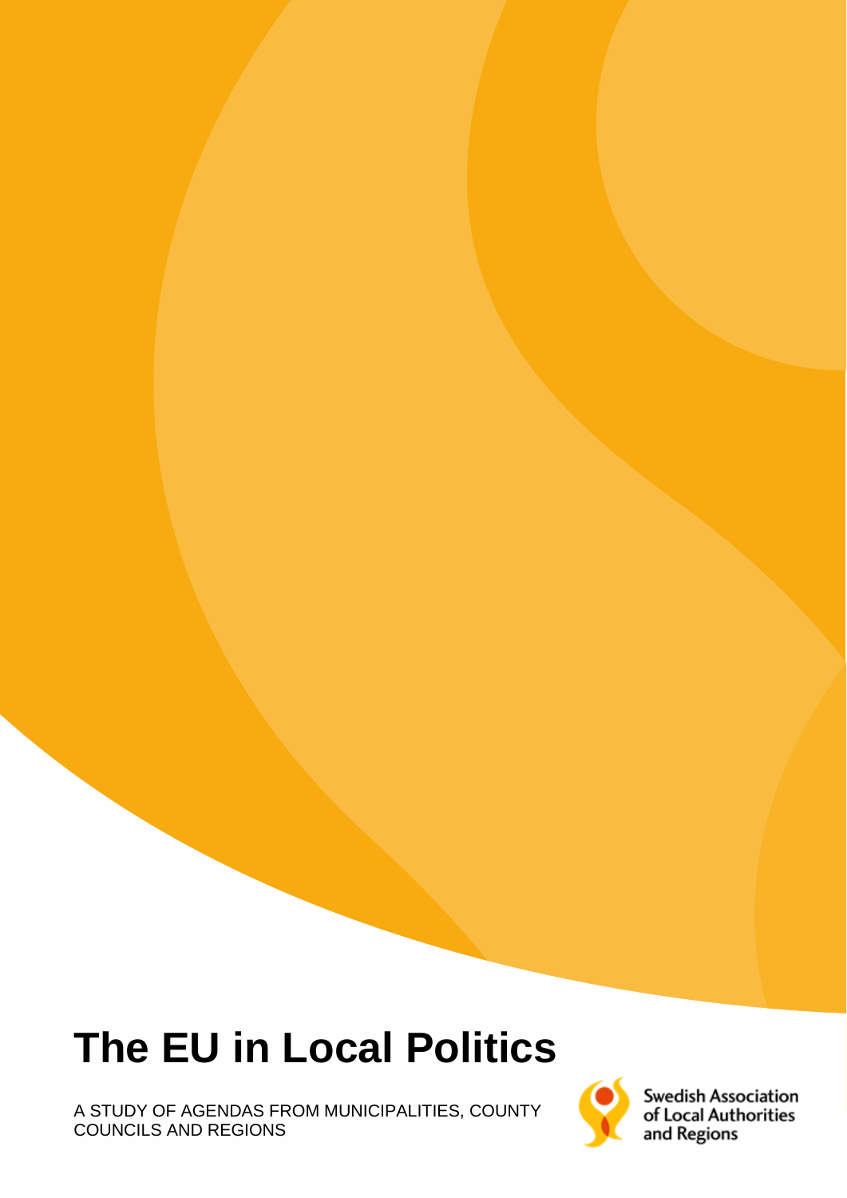# The EU in Local Politics

A STUDY OF AGENDAS FROM MUNICIPALITIES, COUNTY COUNCILS AND REGIONS

Swedish Association of Local Authorities and Regions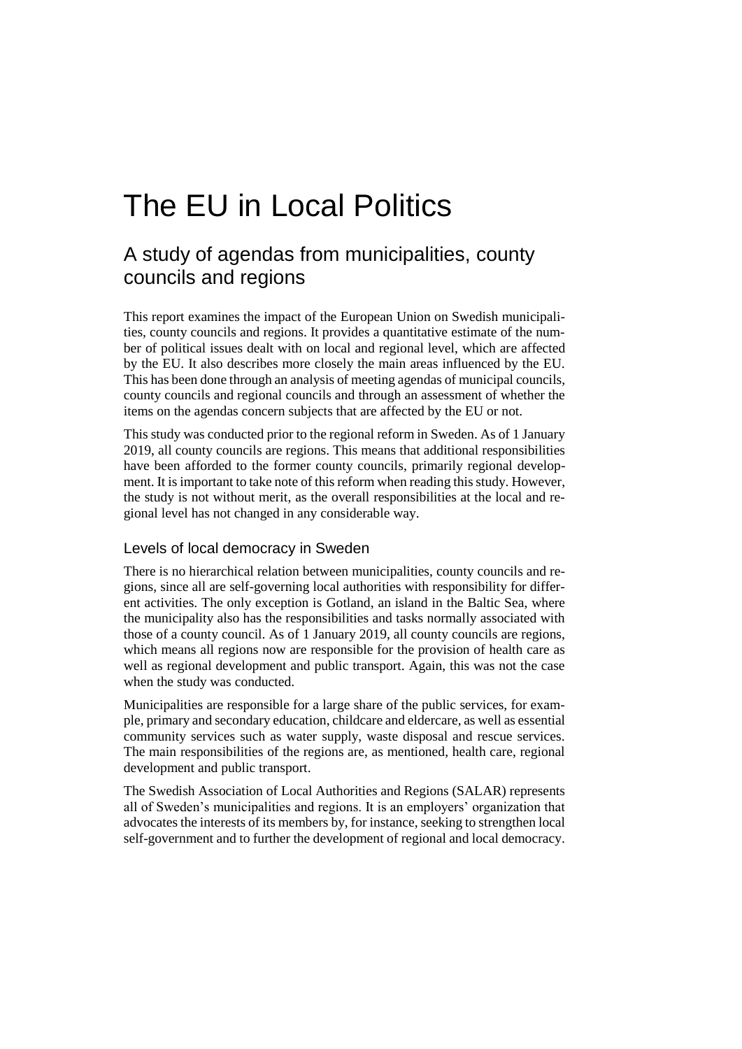# The EU in Local Politics

## A study of agendas from municipalities, county councils and regions

This report examines the impact of the European Union on Swedish municipalities, county councils and regions. It provides a quantitative estimate of the number of political issues dealt with on local and regional level, which are affected by the EU. It also describes more closely the main areas influenced by the EU. This has been done through an analysis of meeting agendas of municipal councils, county councils and regional councils and through an assessment of whether the items on the agendas concern subjects that are affected by the EU or not.

This study was conducted prior to the regional reform in Sweden. As of 1 January 2019, all county councils are regions. This means that additional responsibilities have been afforded to the former county councils, primarily regional development. It is important to take note of this reform when reading this study. However, the study is not without merit, as the overall responsibilities at the local and regional level has not changed in any considerable way.

### Levels of local democracy in Sweden

There is no hierarchical relation between municipalities, county councils and regions, since all are self-governing local authorities with responsibility for different activities. The only exception is Gotland, an island in the Baltic Sea, where the municipality also has the responsibilities and tasks normally associated with those of a county council. As of 1 January 2019, all county councils are regions, which means all regions now are responsible for the provision of health care as well as regional development and public transport. Again, this was not the case when the study was conducted.

Municipalities are responsible for a large share of the public services, for example, primary and secondary education, childcare and eldercare, as well as essential community services such as water supply, waste disposal and rescue services. The main responsibilities of the regions are, as mentioned, health care, regional development and public transport.

The Swedish Association of Local Authorities and Regions (SALAR) represents all of Sweden's municipalities and regions. It is an employers' organization that advocates the interests of its members by, for instance, seeking to strengthen local self-government and to further the development of regional and local democracy.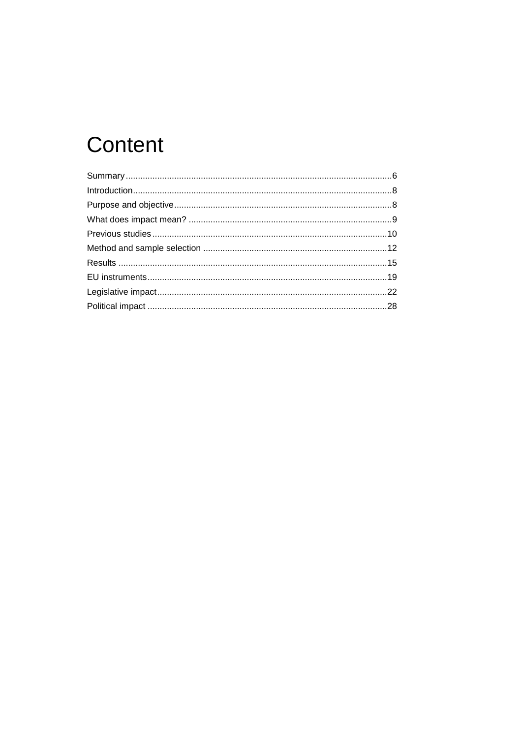# Content

Summary.............................................................................................................6
Introduction.........................................................................................................8
Purpose and objective.........................................................................................8
What does impact mean? ...................................................................................9
Previous studies................................................................................................10
Method and sample selection ...........................................................................12
Results ..............................................................................................................15
EU instruments..................................................................................................19
Legislative impact..............................................................................................22
Political impact ..................................................................................................28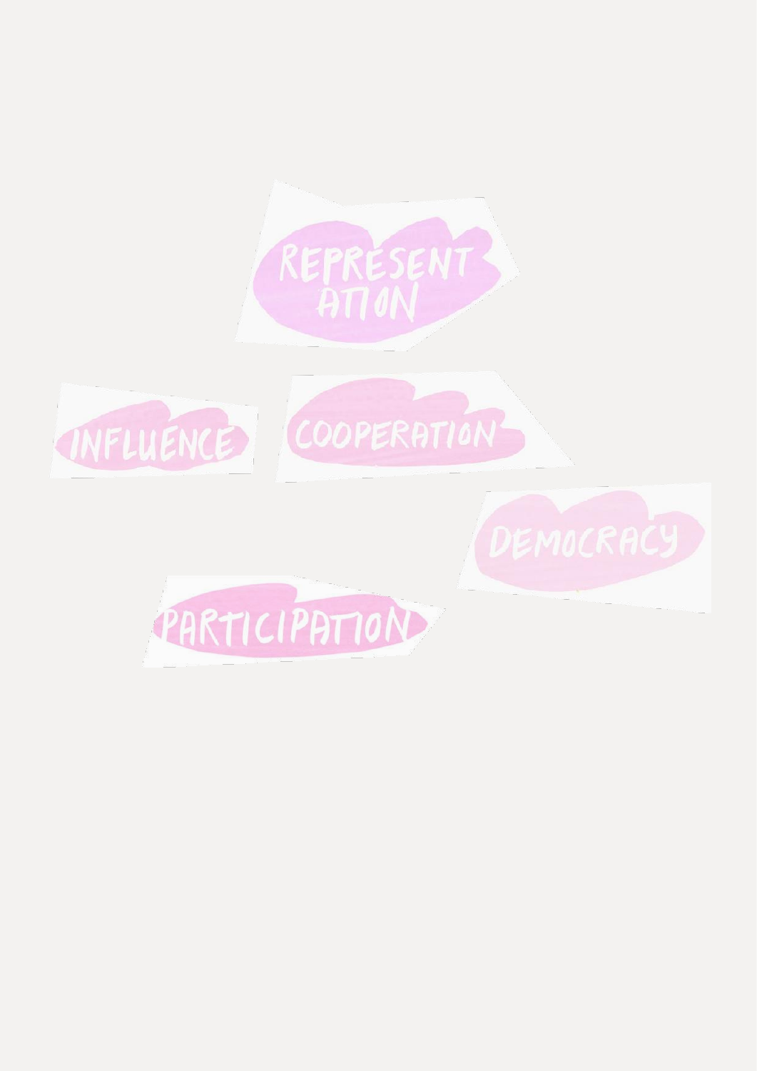REPRESENTATION

INFLUENCE

COOPERATION

DEMOCRACY

PARTICIPATION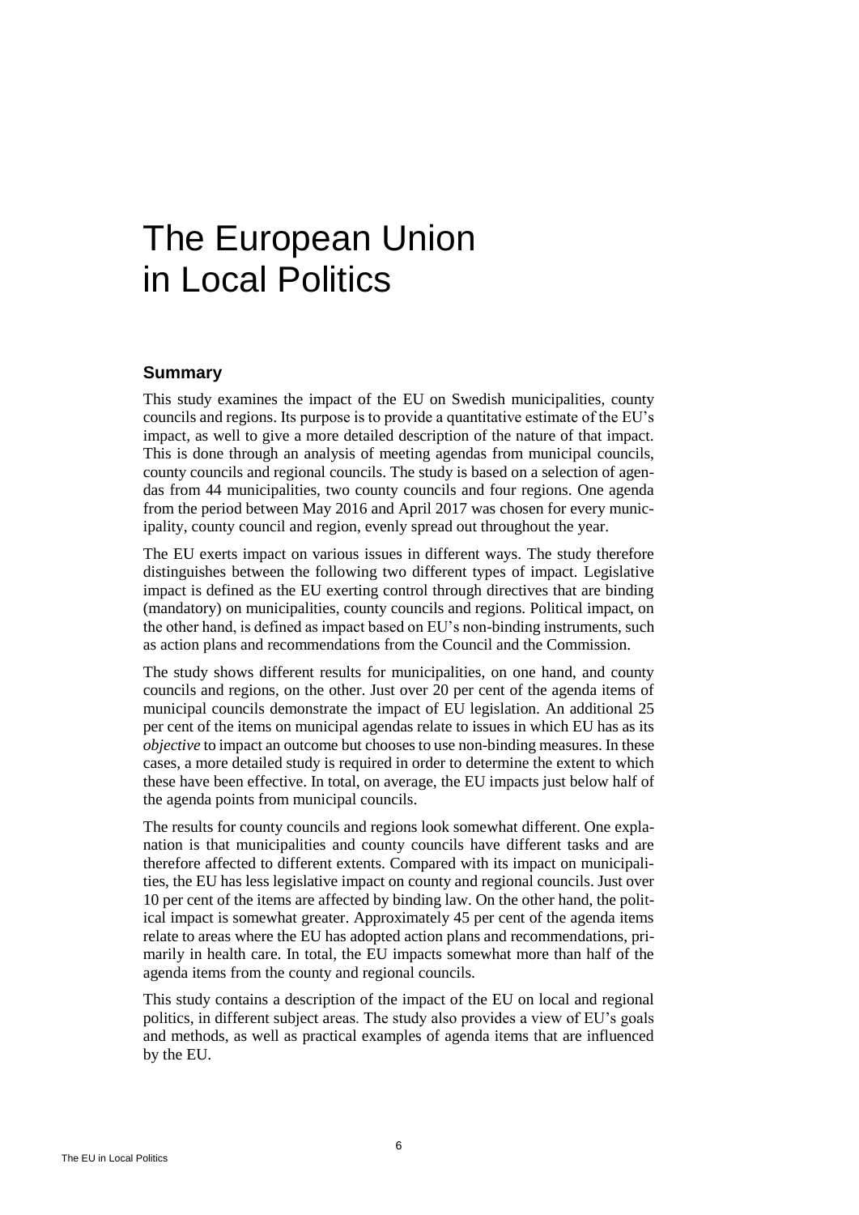# The European Union in Local Politics

## Summary

This study examines the impact of the EU on Swedish municipalities, county councils and regions. Its purpose is to provide a quantitative estimate of the EU's impact, as well to give a more detailed description of the nature of that impact. This is done through an analysis of meeting agendas from municipal councils, county councils and regional councils. The study is based on a selection of agendas from 44 municipalities, two county councils and four regions. One agenda from the period between May 2016 and April 2017 was chosen for every municipality, county council and region, evenly spread out throughout the year.

The EU exerts impact on various issues in different ways. The study therefore distinguishes between the following two different types of impact. Legislative impact is defined as the EU exerting control through directives that are binding (mandatory) on municipalities, county councils and regions. Political impact, on the other hand, is defined as impact based on EU's non-binding instruments, such as action plans and recommendations from the Council and the Commission.

The study shows different results for municipalities, on one hand, and county councils and regions, on the other. Just over 20 per cent of the agenda items of municipal councils demonstrate the impact of EU legislation. An additional 25 per cent of the items on municipal agendas relate to issues in which EU has as its *objective* to impact an outcome but chooses to use non-binding measures. In these cases, a more detailed study is required in order to determine the extent to which these have been effective. In total, on average, the EU impacts just below half of the agenda points from municipal councils.

The results for county councils and regions look somewhat different. One explanation is that municipalities and county councils have different tasks and are therefore affected to different extents. Compared with its impact on municipalities, the EU has less legislative impact on county and regional councils. Just over 10 per cent of the items are affected by binding law. On the other hand, the political impact is somewhat greater. Approximately 45 per cent of the agenda items relate to areas where the EU has adopted action plans and recommendations, primarily in health care. In total, the EU impacts somewhat more than half of the agenda items from the county and regional councils.

This study contains a description of the impact of the EU on local and regional politics, in different subject areas. The study also provides a view of EU's goals and methods, as well as practical examples of agenda items that are influenced by the EU.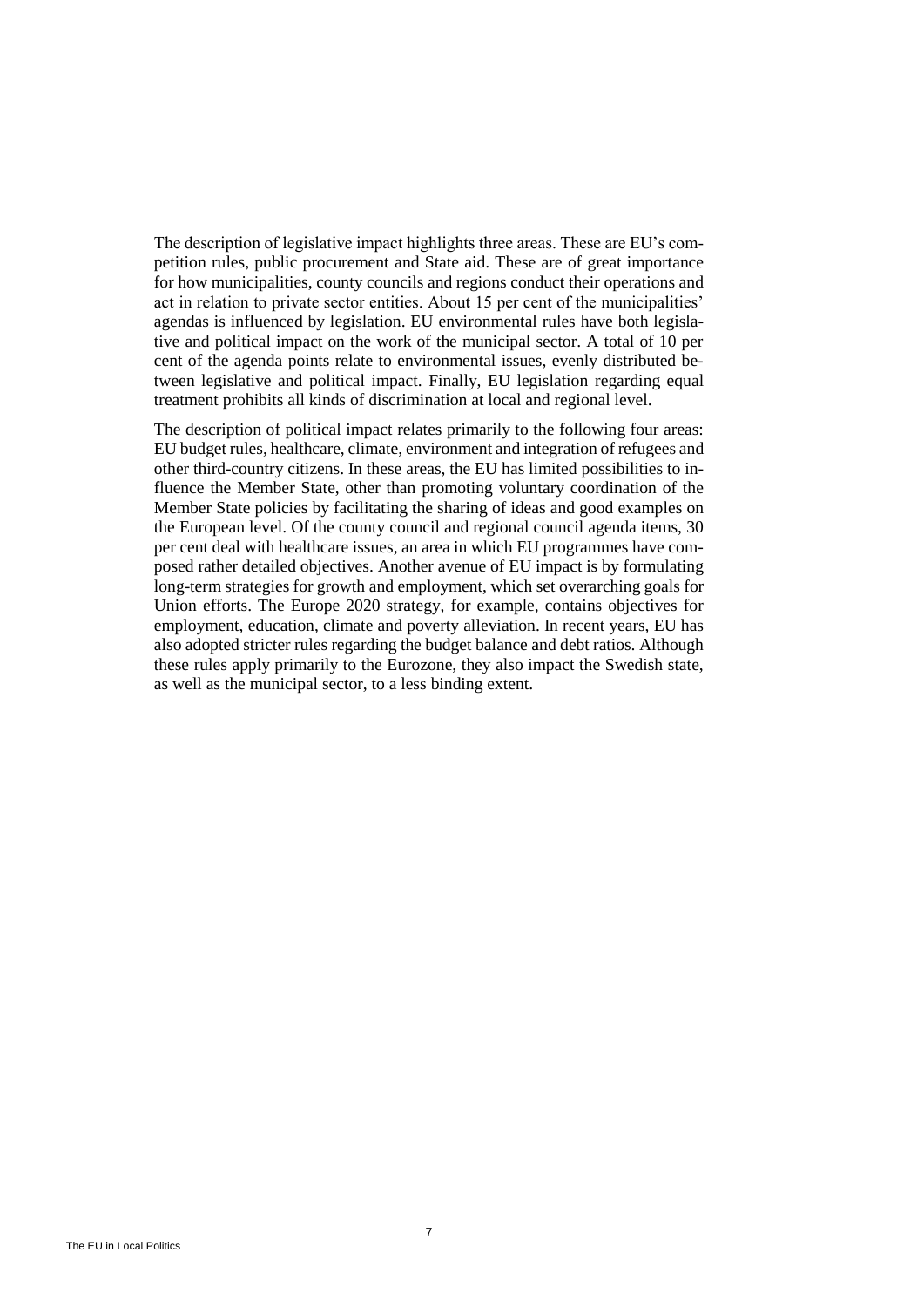The description of legislative impact highlights three areas. These are EU's competition rules, public procurement and State aid. These are of great importance for how municipalities, county councils and regions conduct their operations and act in relation to private sector entities. About 15 per cent of the municipalities' agendas is influenced by legislation. EU environmental rules have both legislative and political impact on the work of the municipal sector. A total of 10 per cent of the agenda points relate to environmental issues, evenly distributed between legislative and political impact. Finally, EU legislation regarding equal treatment prohibits all kinds of discrimination at local and regional level.

The description of political impact relates primarily to the following four areas: EU budget rules, healthcare, climate, environment and integration of refugees and other third-country citizens. In these areas, the EU has limited possibilities to influence the Member State, other than promoting voluntary coordination of the Member State policies by facilitating the sharing of ideas and good examples on the European level. Of the county council and regional council agenda items, 30 per cent deal with healthcare issues, an area in which EU programmes have composed rather detailed objectives. Another avenue of EU impact is by formulating long-term strategies for growth and employment, which set overarching goals for Union efforts. The Europe 2020 strategy, for example, contains objectives for employment, education, climate and poverty alleviation. In recent years, EU has also adopted stricter rules regarding the budget balance and debt ratios. Although these rules apply primarily to the Eurozone, they also impact the Swedish state, as well as the municipal sector, to a less binding extent.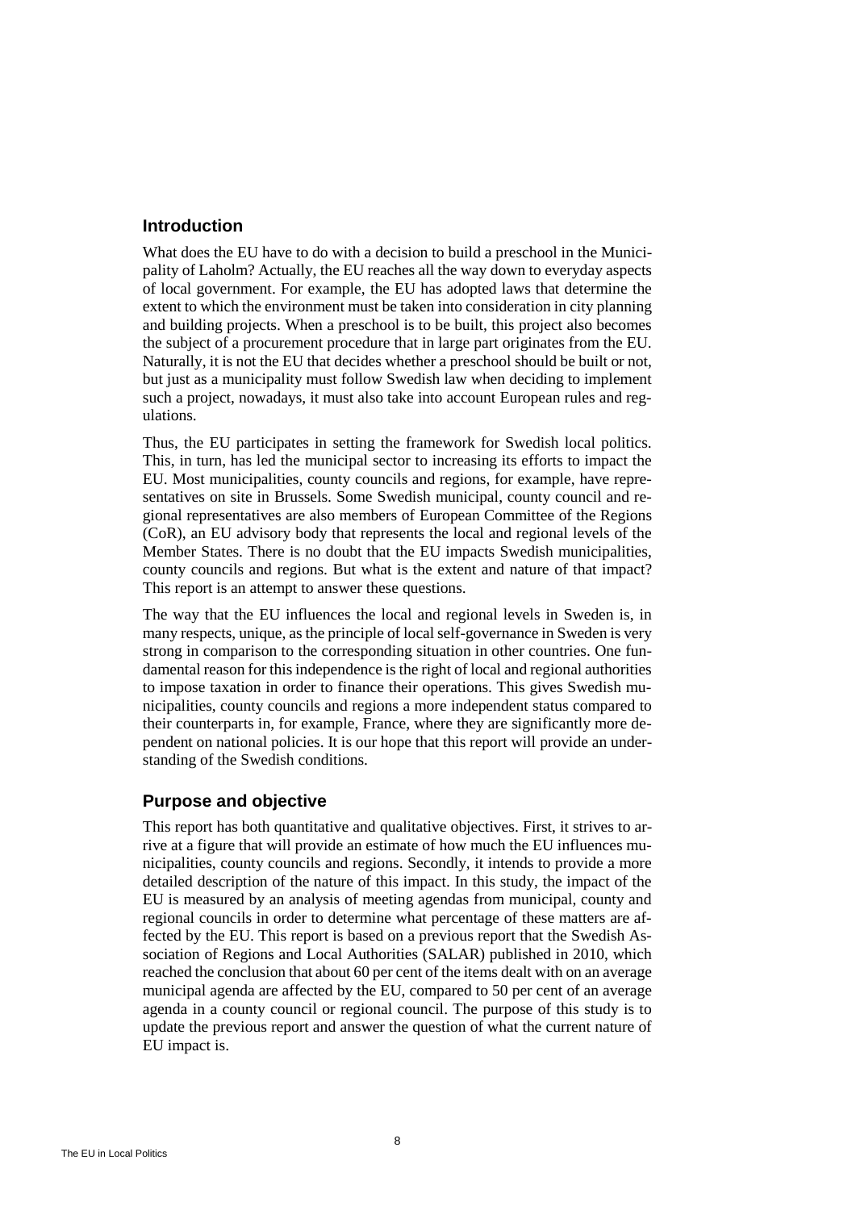## Introduction

What does the EU have to do with a decision to build a preschool in the Municipality of Laholm? Actually, the EU reaches all the way down to everyday aspects of local government. For example, the EU has adopted laws that determine the extent to which the environment must be taken into consideration in city planning and building projects. When a preschool is to be built, this project also becomes the subject of a procurement procedure that in large part originates from the EU. Naturally, it is not the EU that decides whether a preschool should be built or not, but just as a municipality must follow Swedish law when deciding to implement such a project, nowadays, it must also take into account European rules and regulations.

Thus, the EU participates in setting the framework for Swedish local politics. This, in turn, has led the municipal sector to increasing its efforts to impact the EU. Most municipalities, county councils and regions, for example, have representatives on site in Brussels. Some Swedish municipal, county council and regional representatives are also members of European Committee of the Regions (CoR), an EU advisory body that represents the local and regional levels of the Member States. There is no doubt that the EU impacts Swedish municipalities, county councils and regions. But what is the extent and nature of that impact? This report is an attempt to answer these questions.

The way that the EU influences the local and regional levels in Sweden is, in many respects, unique, as the principle of local self-governance in Sweden is very strong in comparison to the corresponding situation in other countries. One fundamental reason for this independence is the right of local and regional authorities to impose taxation in order to finance their operations. This gives Swedish municipalities, county councils and regions a more independent status compared to their counterparts in, for example, France, where they are significantly more dependent on national policies. It is our hope that this report will provide an understanding of the Swedish conditions.

## Purpose and objective

This report has both quantitative and qualitative objectives. First, it strives to arrive at a figure that will provide an estimate of how much the EU influences municipalities, county councils and regions. Secondly, it intends to provide a more detailed description of the nature of this impact. In this study, the impact of the EU is measured by an analysis of meeting agendas from municipal, county and regional councils in order to determine what percentage of these matters are affected by the EU. This report is based on a previous report that the Swedish Association of Regions and Local Authorities (SALAR) published in 2010, which reached the conclusion that about 60 per cent of the items dealt with on an average municipal agenda are affected by the EU, compared to 50 per cent of an average agenda in a county council or regional council. The purpose of this study is to update the previous report and answer the question of what the current nature of EU impact is.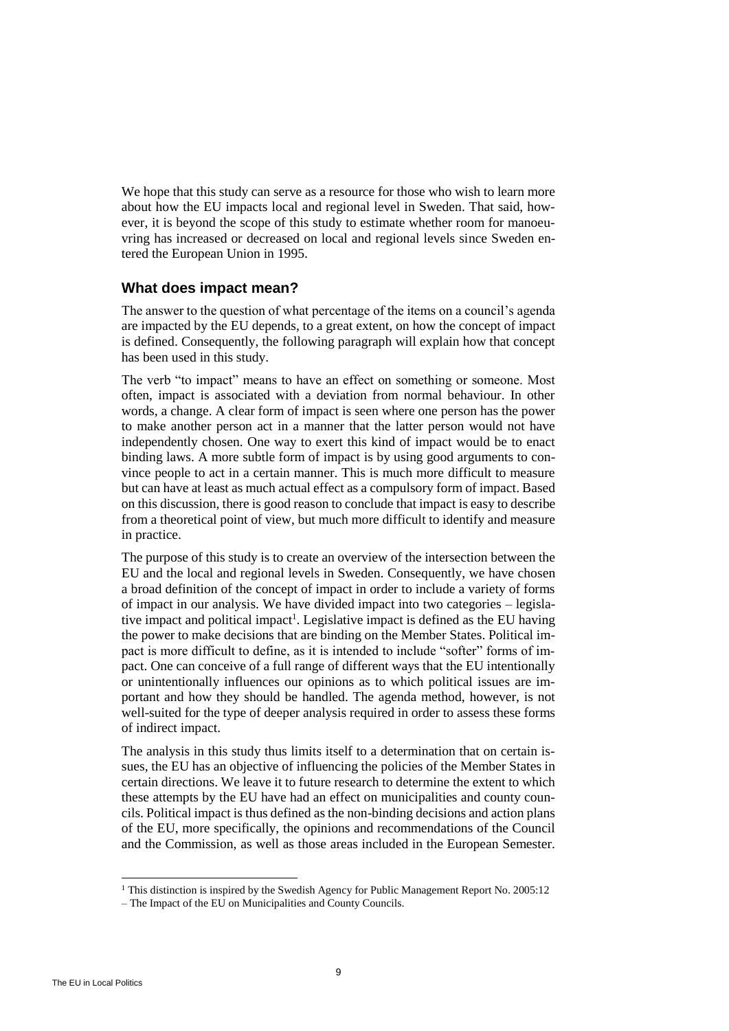We hope that this study can serve as a resource for those who wish to learn more about how the EU impacts local and regional level in Sweden. That said, however, it is beyond the scope of this study to estimate whether room for manoeuvring has increased or decreased on local and regional levels since Sweden entered the European Union in 1995.

## What does impact mean?

The answer to the question of what percentage of the items on a council's agenda are impacted by the EU depends, to a great extent, on how the concept of impact is defined. Consequently, the following paragraph will explain how that concept has been used in this study.

The verb "to impact" means to have an effect on something or someone. Most often, impact is associated with a deviation from normal behaviour. In other words, a change. A clear form of impact is seen where one person has the power to make another person act in a manner that the latter person would not have independently chosen. One way to exert this kind of impact would be to enact binding laws. A more subtle form of impact is by using good arguments to convince people to act in a certain manner. This is much more difficult to measure but can have at least as much actual effect as a compulsory form of impact. Based on this discussion, there is good reason to conclude that impact is easy to describe from a theoretical point of view, but much more difficult to identify and measure in practice.

The purpose of this study is to create an overview of the intersection between the EU and the local and regional levels in Sweden. Consequently, we have chosen a broad definition of the concept of impact in order to include a variety of forms of impact in our analysis. We have divided impact into two categories – legislative impact and political impact[1]. Legislative impact is defined as the EU having the power to make decisions that are binding on the Member States. Political impact is more difficult to define, as it is intended to include "softer" forms of impact. One can conceive of a full range of different ways that the EU intentionally or unintentionally influences our opinions as to which political issues are important and how they should be handled. The agenda method, however, is not well-suited for the type of deeper analysis required in order to assess these forms of indirect impact.

The analysis in this study thus limits itself to a determination that on certain issues, the EU has an objective of influencing the policies of the Member States in certain directions. We leave it to future research to determine the extent to which these attempts by the EU have had an effect on municipalities and county councils. Political impact is thus defined as the non-binding decisions and action plans of the EU, more specifically, the opinions and recommendations of the Council and the Commission, as well as those areas included in the European Semester.

---

[1] This distinction is inspired by the Swedish Agency for Public Management Report No. 2005:12 – The Impact of the EU on Municipalities and County Councils.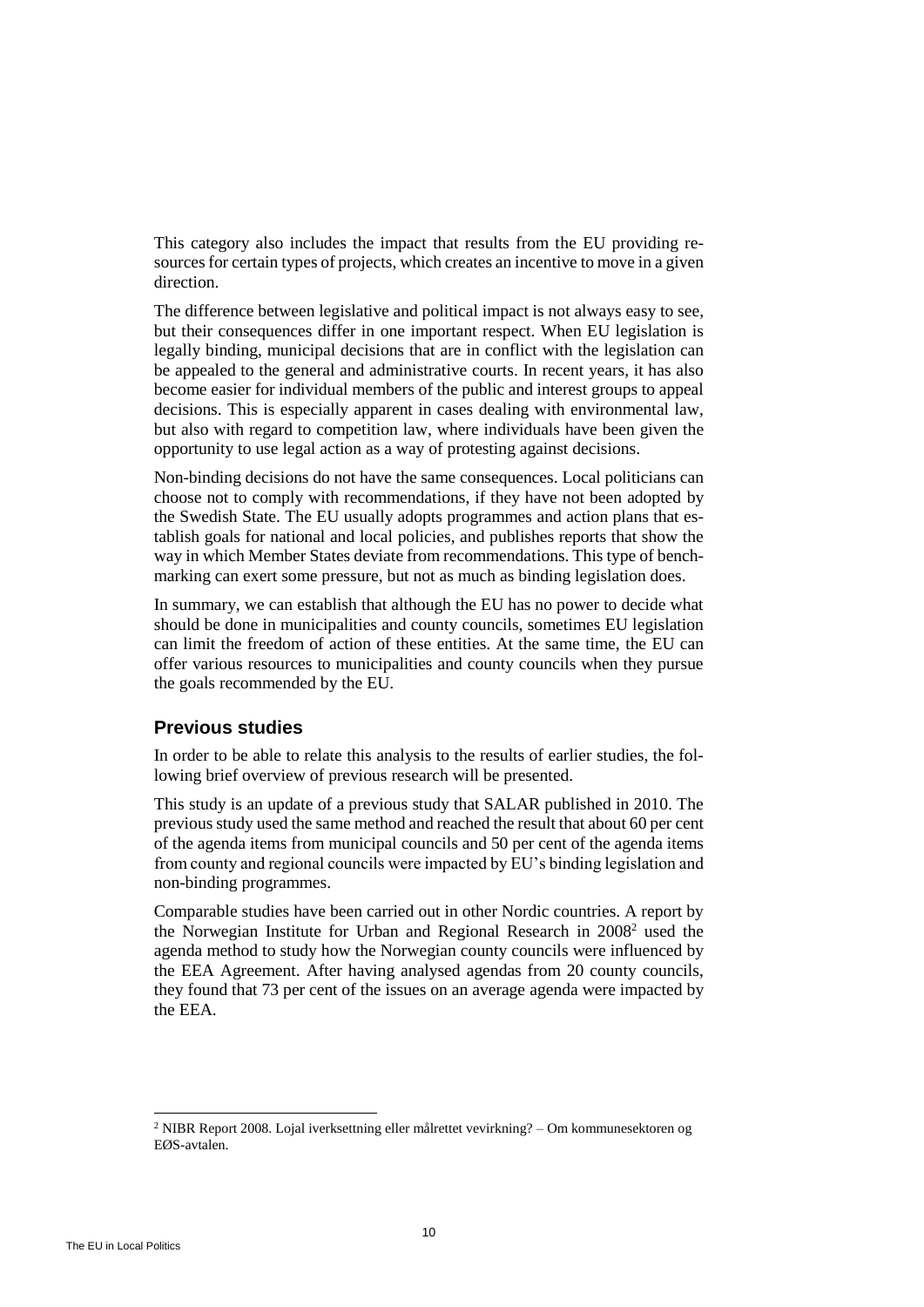This category also includes the impact that results from the EU providing resources for certain types of projects, which creates an incentive to move in a given direction.

The difference between legislative and political impact is not always easy to see, but their consequences differ in one important respect. When EU legislation is legally binding, municipal decisions that are in conflict with the legislation can be appealed to the general and administrative courts. In recent years, it has also become easier for individual members of the public and interest groups to appeal decisions. This is especially apparent in cases dealing with environmental law, but also with regard to competition law, where individuals have been given the opportunity to use legal action as a way of protesting against decisions.

Non-binding decisions do not have the same consequences. Local politicians can choose not to comply with recommendations, if they have not been adopted by the Swedish State. The EU usually adopts programmes and action plans that establish goals for national and local policies, and publishes reports that show the way in which Member States deviate from recommendations. This type of benchmarking can exert some pressure, but not as much as binding legislation does.

In summary, we can establish that although the EU has no power to decide what should be done in municipalities and county councils, sometimes EU legislation can limit the freedom of action of these entities. At the same time, the EU can offer various resources to municipalities and county councils when they pursue the goals recommended by the EU.

## Previous studies

In order to be able to relate this analysis to the results of earlier studies, the following brief overview of previous research will be presented.

This study is an update of a previous study that SALAR published in 2010. The previous study used the same method and reached the result that about 60 per cent of the agenda items from municipal councils and 50 per cent of the agenda items from county and regional councils were impacted by EU's binding legislation and non-binding programmes.

Comparable studies have been carried out in other Nordic countries. A report by the Norwegian Institute for Urban and Regional Research in 2008[2] used the agenda method to study how the Norwegian county councils were influenced by the EEA Agreement. After having analysed agendas from 20 county councils, they found that 73 per cent of the issues on an average agenda were impacted by the EEA.

[2] NIBR Report 2008. Lojal iverksettning eller målrettet vevirkning? – Om kommunesektoren og EØS-avtalen.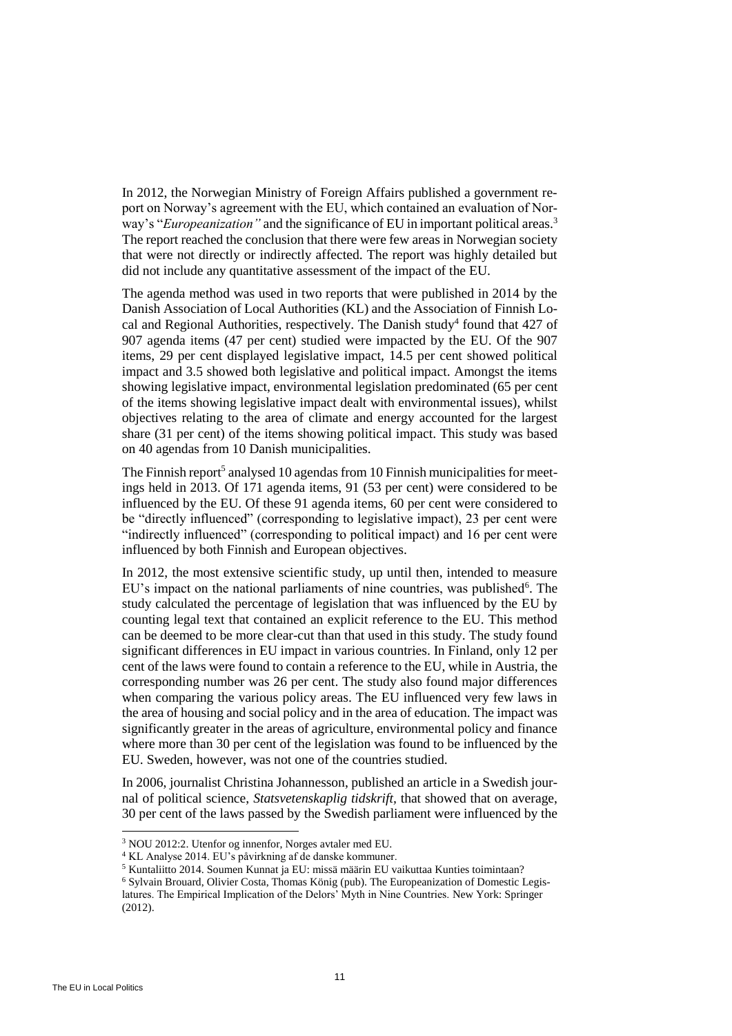In 2012, the Norwegian Ministry of Foreign Affairs published a government report on Norway's agreement with the EU, which contained an evaluation of Norway's "*Europeanization"* and the significance of EU in important political areas.[3] The report reached the conclusion that there were few areas in Norwegian society that were not directly or indirectly affected. The report was highly detailed but did not include any quantitative assessment of the impact of the EU.

The agenda method was used in two reports that were published in 2014 by the Danish Association of Local Authorities (KL) and the Association of Finnish Local and Regional Authorities, respectively. The Danish study[4] found that 427 of 907 agenda items (47 per cent) studied were impacted by the EU. Of the 907 items, 29 per cent displayed legislative impact, 14.5 per cent showed political impact and 3.5 showed both legislative and political impact. Amongst the items showing legislative impact, environmental legislation predominated (65 per cent of the items showing legislative impact dealt with environmental issues), whilst objectives relating to the area of climate and energy accounted for the largest share (31 per cent) of the items showing political impact. This study was based on 40 agendas from 10 Danish municipalities.

The Finnish report[5] analysed 10 agendas from 10 Finnish municipalities for meetings held in 2013. Of 171 agenda items, 91 (53 per cent) were considered to be influenced by the EU. Of these 91 agenda items, 60 per cent were considered to be "directly influenced" (corresponding to legislative impact), 23 per cent were "indirectly influenced" (corresponding to political impact) and 16 per cent were influenced by both Finnish and European objectives.

In 2012, the most extensive scientific study, up until then, intended to measure EU's impact on the national parliaments of nine countries, was published[6]. The study calculated the percentage of legislation that was influenced by the EU by counting legal text that contained an explicit reference to the EU. This method can be deemed to be more clear-cut than that used in this study. The study found significant differences in EU impact in various countries. In Finland, only 12 per cent of the laws were found to contain a reference to the EU, while in Austria, the corresponding number was 26 per cent. The study also found major differences when comparing the various policy areas. The EU influenced very few laws in the area of housing and social policy and in the area of education. The impact was significantly greater in the areas of agriculture, environmental policy and finance where more than 30 per cent of the legislation was found to be influenced by the EU. Sweden, however, was not one of the countries studied.

In 2006, journalist Christina Johannesson, published an article in a Swedish journal of political science, *Statsvetenskaplig tidskrift*, that showed that on average, 30 per cent of the laws passed by the Swedish parliament were influenced by the

---

[3] NOU 2012:2. Utenfor og innenfor, Norges avtaler med EU.

[4] KL Analyse 2014. EU's påvirkning af de danske kommuner.

[5] Kuntaliitto 2014. Soumen Kunnat ja EU: missä määrin EU vaikuttaa Kunties toimintaan?

[6] Sylvain Brouard, Olivier Costa, Thomas König (pub). The Europeanization of Domestic Legislatures. The Empirical Implication of the Delors' Myth in Nine Countries. New York: Springer (2012).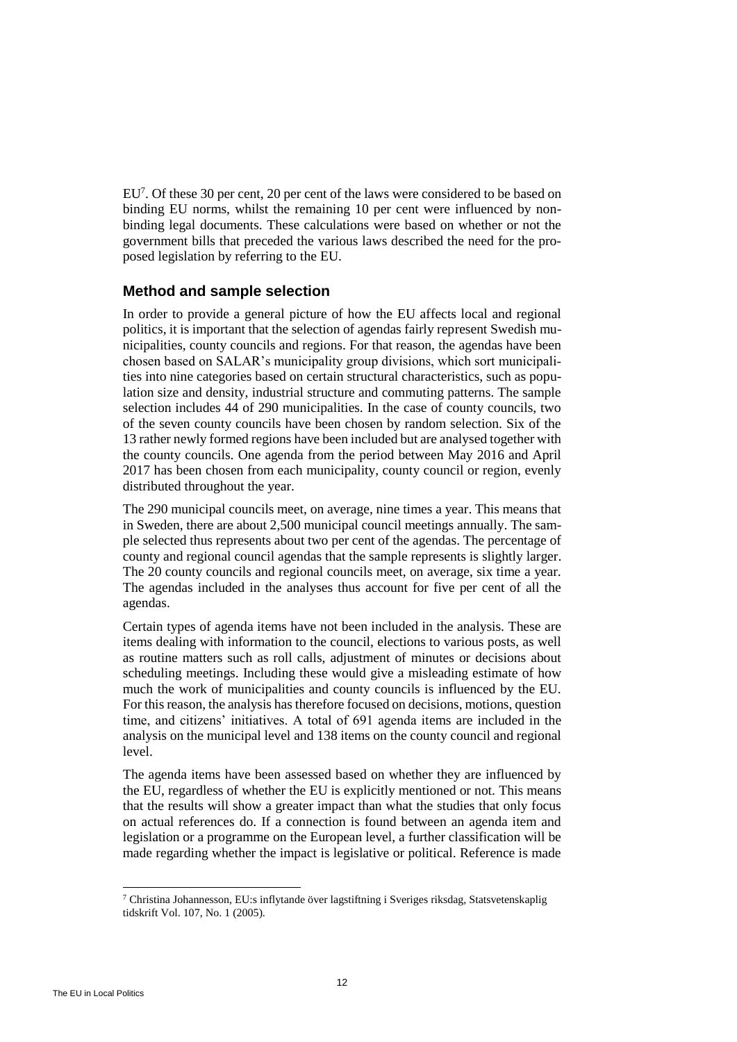EU[7]. Of these 30 per cent, 20 per cent of the laws were considered to be based on binding EU norms, whilst the remaining 10 per cent were influenced by non-binding legal documents. These calculations were based on whether or not the government bills that preceded the various laws described the need for the proposed legislation by referring to the EU.

## Method and sample selection

In order to provide a general picture of how the EU affects local and regional politics, it is important that the selection of agendas fairly represent Swedish municipalities, county councils and regions. For that reason, the agendas have been chosen based on SALAR's municipality group divisions, which sort municipalities into nine categories based on certain structural characteristics, such as population size and density, industrial structure and commuting patterns. The sample selection includes 44 of 290 municipalities. In the case of county councils, two of the seven county councils have been chosen by random selection. Six of the 13 rather newly formed regions have been included but are analysed together with the county councils. One agenda from the period between May 2016 and April 2017 has been chosen from each municipality, county council or region, evenly distributed throughout the year.

The 290 municipal councils meet, on average, nine times a year. This means that in Sweden, there are about 2,500 municipal council meetings annually. The sample selected thus represents about two per cent of the agendas. The percentage of county and regional council agendas that the sample represents is slightly larger. The 20 county councils and regional councils meet, on average, six time a year. The agendas included in the analyses thus account for five per cent of all the agendas.

Certain types of agenda items have not been included in the analysis. These are items dealing with information to the council, elections to various posts, as well as routine matters such as roll calls, adjustment of minutes or decisions about scheduling meetings. Including these would give a misleading estimate of how much the work of municipalities and county councils is influenced by the EU. For this reason, the analysis has therefore focused on decisions, motions, question time, and citizens' initiatives. A total of 691 agenda items are included in the analysis on the municipal level and 138 items on the county council and regional level.

The agenda items have been assessed based on whether they are influenced by the EU, regardless of whether the EU is explicitly mentioned or not. This means that the results will show a greater impact than what the studies that only focus on actual references do. If a connection is found between an agenda item and legislation or a programme on the European level, a further classification will be made regarding whether the impact is legislative or political. Reference is made

[7] Christina Johannesson, EU:s inflytande över lagstiftning i Sveriges riksdag, Statsvetenskaplig tidskrift Vol. 107, No. 1 (2005).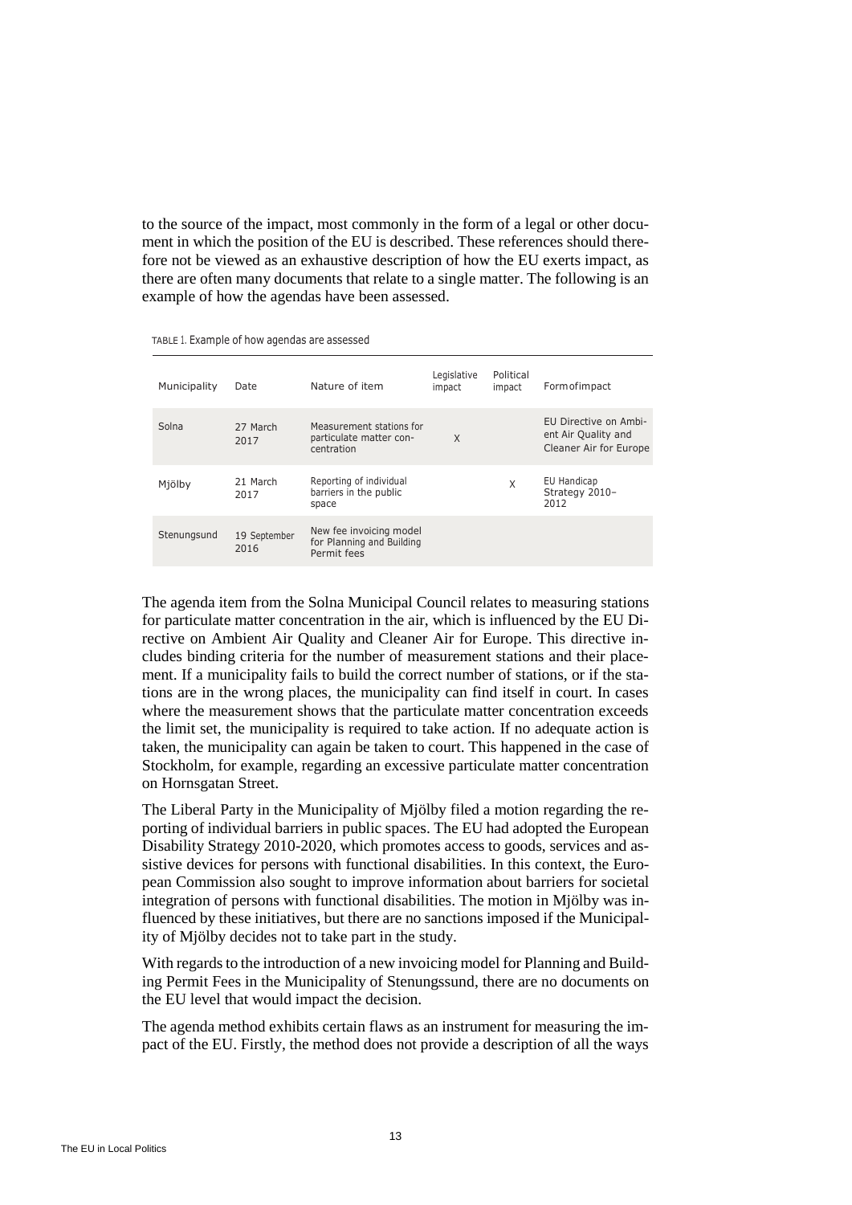to the source of the impact, most commonly in the form of a legal or other document in which the position of the EU is described. These references should therefore not be viewed as an exhaustive description of how the EU exerts impact, as there are often many documents that relate to a single matter. The following is an example of how the agendas have been assessed.

TABLE 1. Example of how agendas are assessed

| Municipality | Date | Nature of item | Legislative impact | Political impact | Form of impact |
|---|---|---|---|---|---|
| Solna | 27 March 2017 | Measurement stations for particulate matter concentration | X | | EU Directive on Ambient Air Quality and Cleaner Air for Europe |
| Mjölby | 21 March 2017 | Reporting of individual barriers in the public space | | X | EU Handicap Strategy 2010–2012 |
| Stenungsund | 19 September 2016 | New fee invoicing model for Planning and Building Permit fees | | | |

The agenda item from the Solna Municipal Council relates to measuring stations for particulate matter concentration in the air, which is influenced by the EU Directive on Ambient Air Quality and Cleaner Air for Europe. This directive includes binding criteria for the number of measurement stations and their placement. If a municipality fails to build the correct number of stations, or if the stations are in the wrong places, the municipality can find itself in court. In cases where the measurement shows that the particulate matter concentration exceeds the limit set, the municipality is required to take action. If no adequate action is taken, the municipality can again be taken to court. This happened in the case of Stockholm, for example, regarding an excessive particulate matter concentration on Hornsgatan Street.

The Liberal Party in the Municipality of Mjölby filed a motion regarding the reporting of individual barriers in public spaces. The EU had adopted the European Disability Strategy 2010-2020, which promotes access to goods, services and assistive devices for persons with functional disabilities. In this context, the European Commission also sought to improve information about barriers for societal integration of persons with functional disabilities. The motion in Mjölby was influenced by these initiatives, but there are no sanctions imposed if the Municipality of Mjölby decides not to take part in the study.

With regards to the introduction of a new invoicing model for Planning and Building Permit Fees in the Municipality of Stenungssund, there are no documents on the EU level that would impact the decision.

The agenda method exhibits certain flaws as an instrument for measuring the impact of the EU. Firstly, the method does not provide a description of all the ways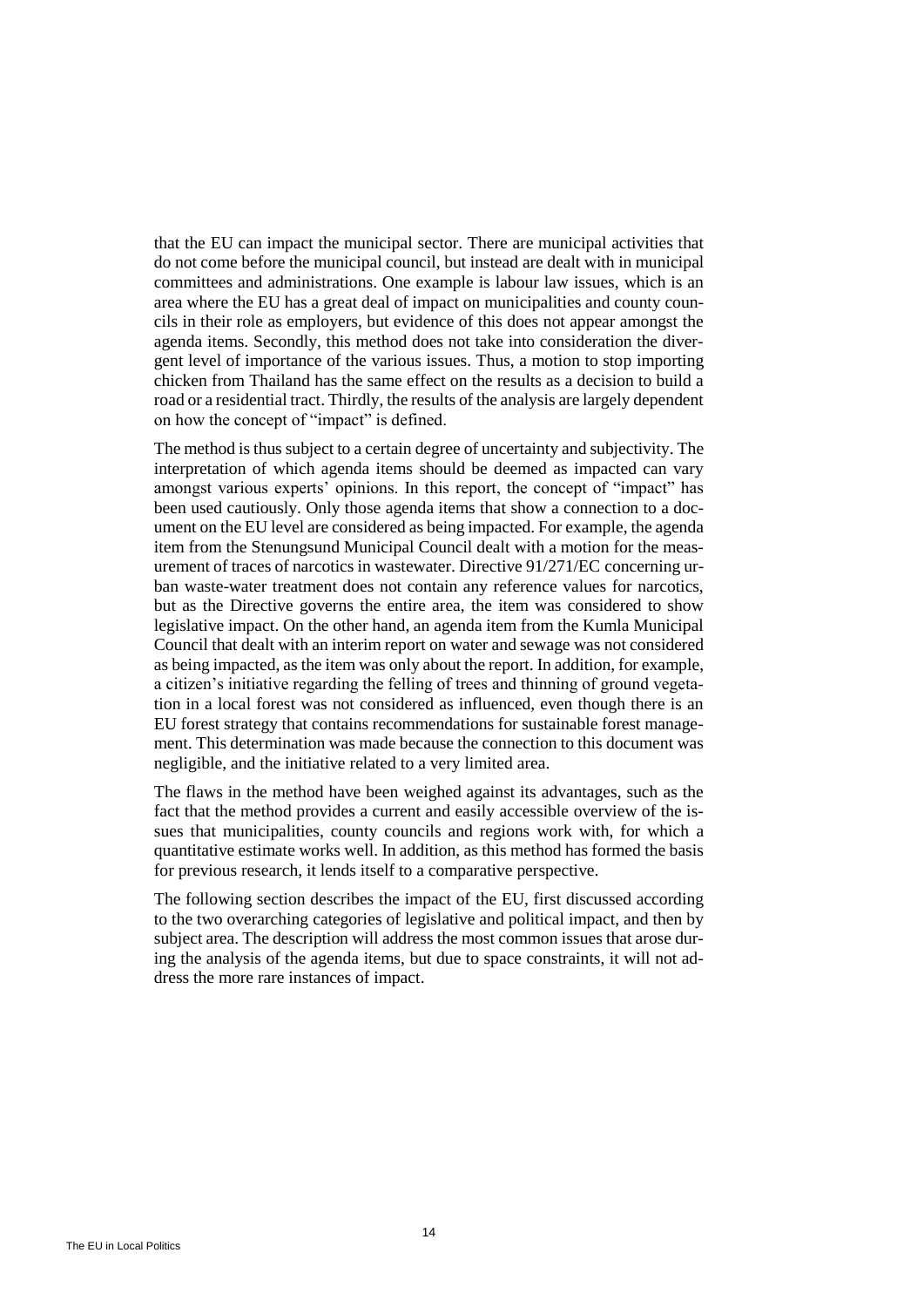that the EU can impact the municipal sector. There are municipal activities that do not come before the municipal council, but instead are dealt with in municipal committees and administrations. One example is labour law issues, which is an area where the EU has a great deal of impact on municipalities and county councils in their role as employers, but evidence of this does not appear amongst the agenda items. Secondly, this method does not take into consideration the divergent level of importance of the various issues. Thus, a motion to stop importing chicken from Thailand has the same effect on the results as a decision to build a road or a residential tract. Thirdly, the results of the analysis are largely dependent on how the concept of "impact" is defined.

The method is thus subject to a certain degree of uncertainty and subjectivity. The interpretation of which agenda items should be deemed as impacted can vary amongst various experts' opinions. In this report, the concept of "impact" has been used cautiously. Only those agenda items that show a connection to a document on the EU level are considered as being impacted. For example, the agenda item from the Stenungsund Municipal Council dealt with a motion for the measurement of traces of narcotics in wastewater. Directive 91/271/EC concerning urban waste-water treatment does not contain any reference values for narcotics, but as the Directive governs the entire area, the item was considered to show legislative impact. On the other hand, an agenda item from the Kumla Municipal Council that dealt with an interim report on water and sewage was not considered as being impacted, as the item was only about the report. In addition, for example, a citizen's initiative regarding the felling of trees and thinning of ground vegetation in a local forest was not considered as influenced, even though there is an EU forest strategy that contains recommendations for sustainable forest management. This determination was made because the connection to this document was negligible, and the initiative related to a very limited area.

The flaws in the method have been weighed against its advantages, such as the fact that the method provides a current and easily accessible overview of the issues that municipalities, county councils and regions work with, for which a quantitative estimate works well. In addition, as this method has formed the basis for previous research, it lends itself to a comparative perspective.

The following section describes the impact of the EU, first discussed according to the two overarching categories of legislative and political impact, and then by subject area. The description will address the most common issues that arose during the analysis of the agenda items, but due to space constraints, it will not address the more rare instances of impact.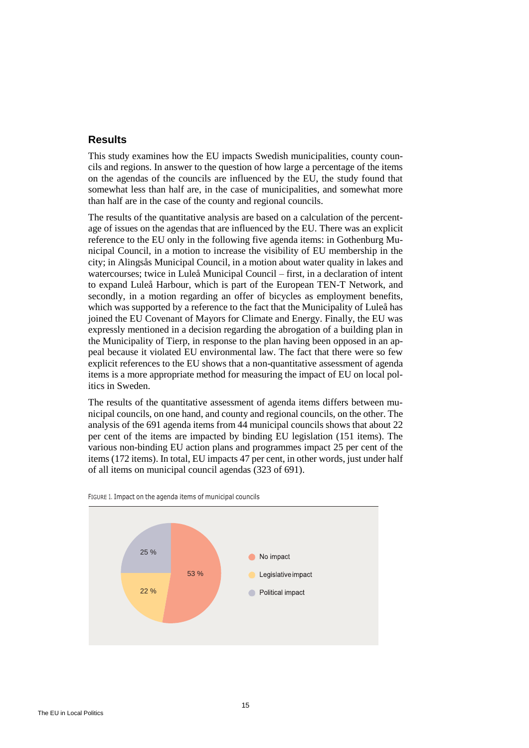## Results

This study examines how the EU impacts Swedish municipalities, county councils and regions. In answer to the question of how large a percentage of the items on the agendas of the councils are influenced by the EU, the study found that somewhat less than half are, in the case of municipalities, and somewhat more than half are in the case of the county and regional councils.

The results of the quantitative analysis are based on a calculation of the percentage of issues on the agendas that are influenced by the EU. There was an explicit reference to the EU only in the following five agenda items: in Gothenburg Municipal Council, in a motion to increase the visibility of EU membership in the city; in Alingsås Municipal Council, in a motion about water quality in lakes and watercourses; twice in Luleå Municipal Council – first, in a declaration of intent to expand Luleå Harbour, which is part of the European TEN-T Network, and secondly, in a motion regarding an offer of bicycles as employment benefits, which was supported by a reference to the fact that the Municipality of Luleå has joined the EU Covenant of Mayors for Climate and Energy. Finally, the EU was expressly mentioned in a decision regarding the abrogation of a building plan in the Municipality of Tierp, in response to the plan having been opposed in an appeal because it violated EU environmental law. The fact that there were so few explicit references to the EU shows that a non-quantitative assessment of agenda items is a more appropriate method for measuring the impact of EU on local politics in Sweden.

The results of the quantitative assessment of agenda items differs between municipal councils, on one hand, and county and regional councils, on the other. The analysis of the 691 agenda items from 44 municipal councils shows that about 22 per cent of the items are impacted by binding EU legislation (151 items). The various non-binding EU action plans and programmes impact 25 per cent of the items (172 items). In total, EU impacts 47 per cent, in other words, just under half of all items on municipal council agendas (323 of 691).

FIGURE 1. Impact on the agenda items of municipal councils

| Category | Share |
|---|---|
| No impact | 53 % |
| Legislative impact | 22 % |
| Political impact | 25 % |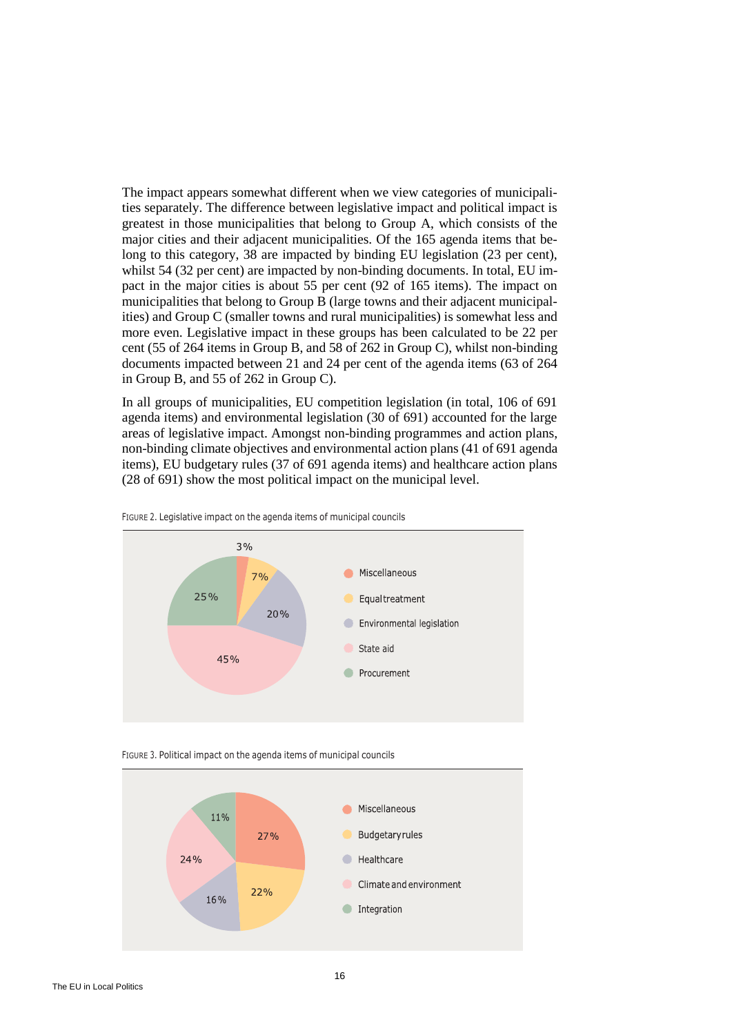The impact appears somewhat different when we view categories of municipalities separately. The difference between legislative impact and political impact is greatest in those municipalities that belong to Group A, which consists of the major cities and their adjacent municipalities. Of the 165 agenda items that belong to this category, 38 are impacted by binding EU legislation (23 per cent), whilst 54 (32 per cent) are impacted by non-binding documents. In total, EU impact in the major cities is about 55 per cent (92 of 165 items). The impact on municipalities that belong to Group B (large towns and their adjacent municipalities) and Group C (smaller towns and rural municipalities) is somewhat less and more even. Legislative impact in these groups has been calculated to be 22 per cent (55 of 264 items in Group B, and 58 of 262 in Group C), whilst non-binding documents impacted between 21 and 24 per cent of the agenda items (63 of 264 in Group B, and 55 of 262 in Group C).

In all groups of municipalities, EU competition legislation (in total, 106 of 691 agenda items) and environmental legislation (30 of 691) accounted for the large areas of legislative impact. Amongst non-binding programmes and action plans, non-binding climate objectives and environmental action plans (41 of 691 agenda items), EU budgetary rules (37 of 691 agenda items) and healthcare action plans (28 of 691) show the most political impact on the municipal level.

FIGURE 2. Legislative impact on the agenda items of municipal councils

| Category | Share |
|---|---|
| Miscellaneous | 3% |
| Equal treatment | 7% |
| Environmental legislation | 20% |
| State aid | 45% |
| Procurement | 25% |

FIGURE 3. Political impact on the agenda items of municipal councils

| Category | Share |
|---|---|
| Miscellaneous | 27% |
| Budgetary rules | 22% |
| Healthcare | 16% |
| Climate and environment | 24% |
| Integration | 11% |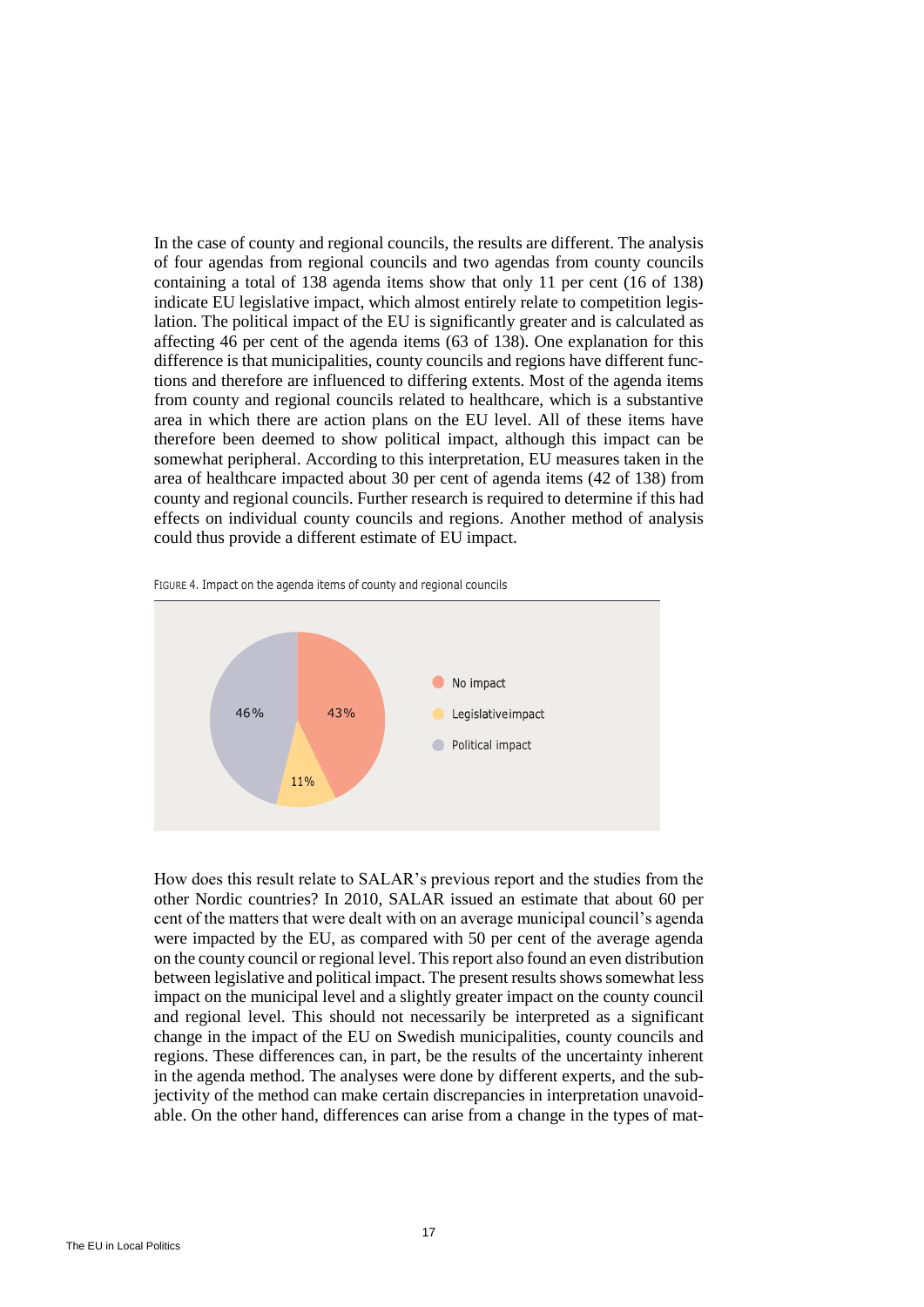In the case of county and regional councils, the results are different. The analysis of four agendas from regional councils and two agendas from county councils containing a total of 138 agenda items show that only 11 per cent (16 of 138) indicate EU legislative impact, which almost entirely relate to competition legislation. The political impact of the EU is significantly greater and is calculated as affecting 46 per cent of the agenda items (63 of 138). One explanation for this difference is that municipalities, county councils and regions have different functions and therefore are influenced to differing extents. Most of the agenda items from county and regional councils related to healthcare, which is a substantive area in which there are action plans on the EU level. All of these items have therefore been deemed to show political impact, although this impact can be somewhat peripheral. According to this interpretation, EU measures taken in the area of healthcare impacted about 30 per cent of agenda items (42 of 138) from county and regional councils. Further research is required to determine if this had effects on individual county councils and regions. Another method of analysis could thus provide a different estimate of EU impact.

FIGURE 4. Impact on the agenda items of county and regional councils

| Category | Share |
| --- | --- |
| No impact | 43% |
| Legislative impact | 11% |
| Political impact | 46% |

How does this result relate to SALAR's previous report and the studies from the other Nordic countries? In 2010, SALAR issued an estimate that about 60 per cent of the matters that were dealt with on an average municipal council's agenda were impacted by the EU, as compared with 50 per cent of the average agenda on the county council or regional level. This report also found an even distribution between legislative and political impact. The present results shows somewhat less impact on the municipal level and a slightly greater impact on the county council and regional level. This should not necessarily be interpreted as a significant change in the impact of the EU on Swedish municipalities, county councils and regions. These differences can, in part, be the results of the uncertainty inherent in the agenda method. The analyses were done by different experts, and the subjectivity of the method can make certain discrepancies in interpretation unavoidable. On the other hand, differences can arise from a change in the types of mat-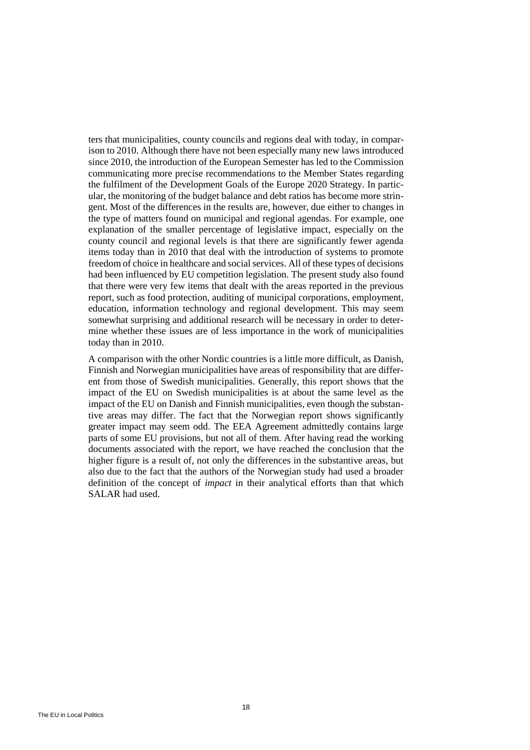ters that municipalities, county councils and regions deal with today, in comparison to 2010. Although there have not been especially many new laws introduced since 2010, the introduction of the European Semester has led to the Commission communicating more precise recommendations to the Member States regarding the fulfilment of the Development Goals of the Europe 2020 Strategy. In particular, the monitoring of the budget balance and debt ratios has become more stringent. Most of the differences in the results are, however, due either to changes in the type of matters found on municipal and regional agendas. For example, one explanation of the smaller percentage of legislative impact, especially on the county council and regional levels is that there are significantly fewer agenda items today than in 2010 that deal with the introduction of systems to promote freedom of choice in healthcare and social services. All of these types of decisions had been influenced by EU competition legislation. The present study also found that there were very few items that dealt with the areas reported in the previous report, such as food protection, auditing of municipal corporations, employment, education, information technology and regional development. This may seem somewhat surprising and additional research will be necessary in order to determine whether these issues are of less importance in the work of municipalities today than in 2010.

A comparison with the other Nordic countries is a little more difficult, as Danish, Finnish and Norwegian municipalities have areas of responsibility that are different from those of Swedish municipalities. Generally, this report shows that the impact of the EU on Swedish municipalities is at about the same level as the impact of the EU on Danish and Finnish municipalities, even though the substantive areas may differ. The fact that the Norwegian report shows significantly greater impact may seem odd. The EEA Agreement admittedly contains large parts of some EU provisions, but not all of them. After having read the working documents associated with the report, we have reached the conclusion that the higher figure is a result of, not only the differences in the substantive areas, but also due to the fact that the authors of the Norwegian study had used a broader definition of the concept of *impact* in their analytical efforts than that which SALAR had used.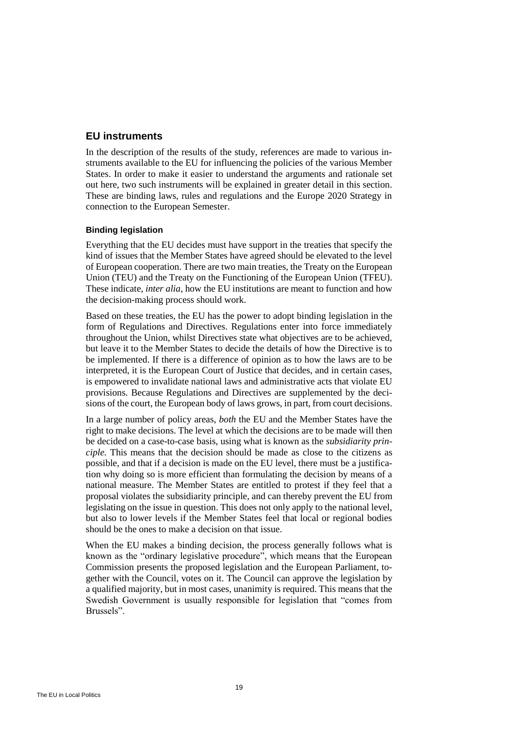## EU instruments

In the description of the results of the study, references are made to various instruments available to the EU for influencing the policies of the various Member States. In order to make it easier to understand the arguments and rationale set out here, two such instruments will be explained in greater detail in this section. These are binding laws, rules and regulations and the Europe 2020 Strategy in connection to the European Semester.

### Binding legislation

Everything that the EU decides must have support in the treaties that specify the kind of issues that the Member States have agreed should be elevated to the level of European cooperation. There are two main treaties, the Treaty on the European Union (TEU) and the Treaty on the Functioning of the European Union (TFEU). These indicate, *inter alia*, how the EU institutions are meant to function and how the decision-making process should work.

Based on these treaties, the EU has the power to adopt binding legislation in the form of Regulations and Directives. Regulations enter into force immediately throughout the Union, whilst Directives state what objectives are to be achieved, but leave it to the Member States to decide the details of how the Directive is to be implemented. If there is a difference of opinion as to how the laws are to be interpreted, it is the European Court of Justice that decides, and in certain cases, is empowered to invalidate national laws and administrative acts that violate EU provisions. Because Regulations and Directives are supplemented by the decisions of the court, the European body of laws grows, in part, from court decisions.

In a large number of policy areas, *both* the EU and the Member States have the right to make decisions. The level at which the decisions are to be made will then be decided on a case-to-case basis, using what is known as the *subsidiarity principle.* This means that the decision should be made as close to the citizens as possible, and that if a decision is made on the EU level, there must be a justification why doing so is more efficient than formulating the decision by means of a national measure. The Member States are entitled to protest if they feel that a proposal violates the subsidiarity principle, and can thereby prevent the EU from legislating on the issue in question. This does not only apply to the national level, but also to lower levels if the Member States feel that local or regional bodies should be the ones to make a decision on that issue.

When the EU makes a binding decision, the process generally follows what is known as the "ordinary legislative procedure", which means that the European Commission presents the proposed legislation and the European Parliament, together with the Council, votes on it. The Council can approve the legislation by a qualified majority, but in most cases, unanimity is required. This means that the Swedish Government is usually responsible for legislation that "comes from Brussels".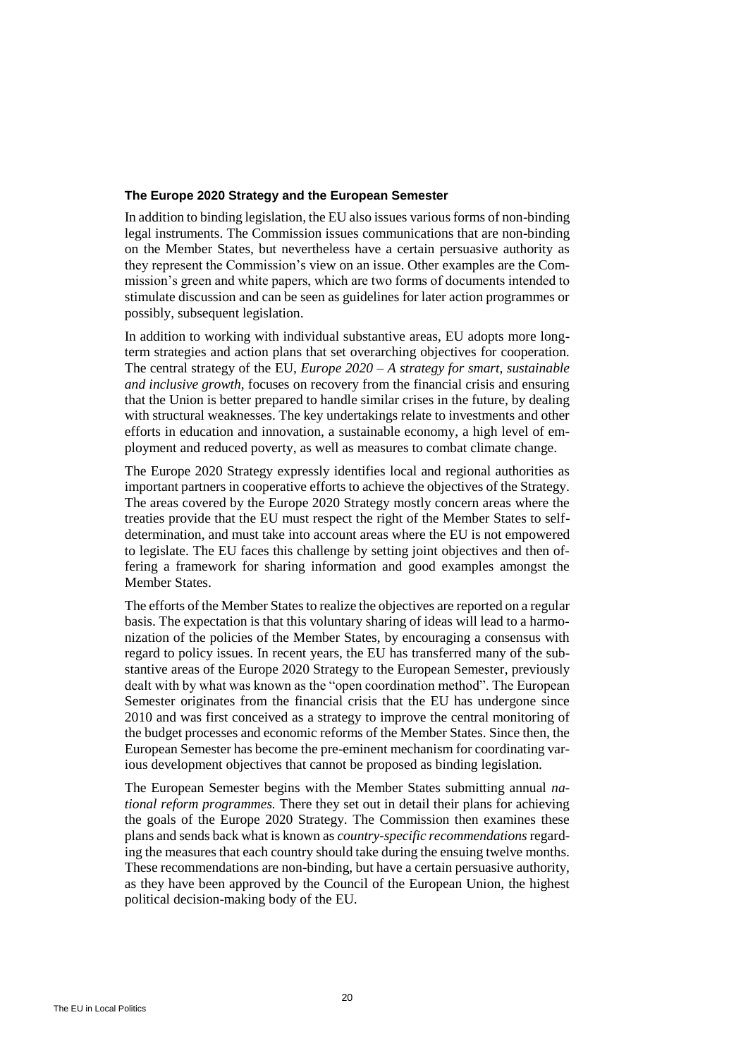### The Europe 2020 Strategy and the European Semester

In addition to binding legislation, the EU also issues various forms of non-binding legal instruments. The Commission issues communications that are non-binding on the Member States, but nevertheless have a certain persuasive authority as they represent the Commission's view on an issue. Other examples are the Commission's green and white papers, which are two forms of documents intended to stimulate discussion and can be seen as guidelines for later action programmes or possibly, subsequent legislation.

In addition to working with individual substantive areas, EU adopts more long-term strategies and action plans that set overarching objectives for cooperation. The central strategy of the EU, *Europe 2020 – A strategy for smart, sustainable and inclusive growth*, focuses on recovery from the financial crisis and ensuring that the Union is better prepared to handle similar crises in the future, by dealing with structural weaknesses. The key undertakings relate to investments and other efforts in education and innovation, a sustainable economy, a high level of employment and reduced poverty, as well as measures to combat climate change.

The Europe 2020 Strategy expressly identifies local and regional authorities as important partners in cooperative efforts to achieve the objectives of the Strategy. The areas covered by the Europe 2020 Strategy mostly concern areas where the treaties provide that the EU must respect the right of the Member States to self-determination, and must take into account areas where the EU is not empowered to legislate. The EU faces this challenge by setting joint objectives and then offering a framework for sharing information and good examples amongst the Member States.

The efforts of the Member States to realize the objectives are reported on a regular basis. The expectation is that this voluntary sharing of ideas will lead to a harmonization of the policies of the Member States, by encouraging a consensus with regard to policy issues. In recent years, the EU has transferred many of the substantive areas of the Europe 2020 Strategy to the European Semester, previously dealt with by what was known as the "open coordination method". The European Semester originates from the financial crisis that the EU has undergone since 2010 and was first conceived as a strategy to improve the central monitoring of the budget processes and economic reforms of the Member States. Since then, the European Semester has become the pre-eminent mechanism for coordinating various development objectives that cannot be proposed as binding legislation.

The European Semester begins with the Member States submitting annual *national reform programmes.* There they set out in detail their plans for achieving the goals of the Europe 2020 Strategy. The Commission then examines these plans and sends back what is known as *country-specific recommendations* regarding the measures that each country should take during the ensuing twelve months. These recommendations are non-binding, but have a certain persuasive authority, as they have been approved by the Council of the European Union, the highest political decision-making body of the EU.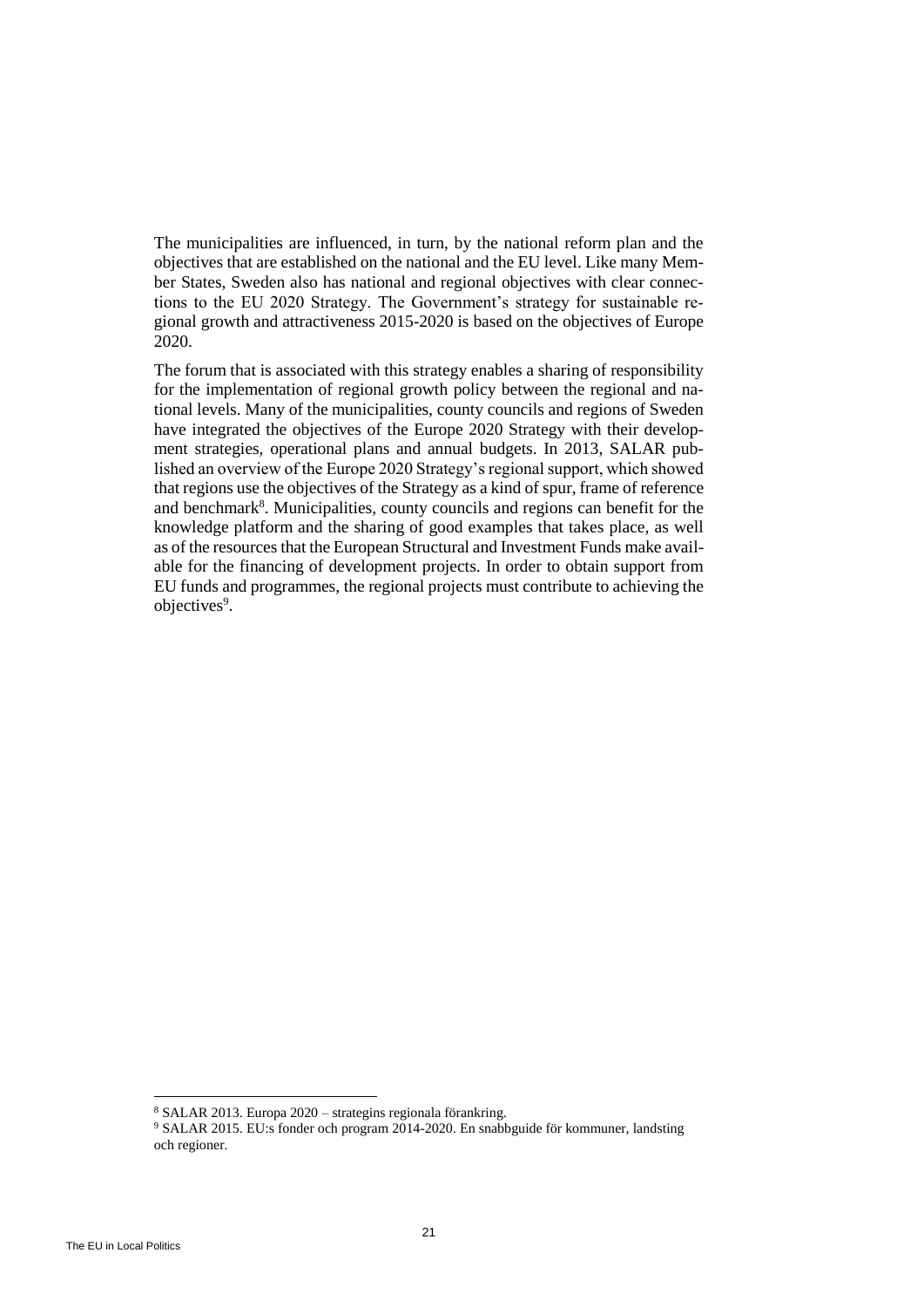The municipalities are influenced, in turn, by the national reform plan and the objectives that are established on the national and the EU level. Like many Member States, Sweden also has national and regional objectives with clear connections to the EU 2020 Strategy. The Government's strategy for sustainable regional growth and attractiveness 2015-2020 is based on the objectives of Europe 2020.

The forum that is associated with this strategy enables a sharing of responsibility for the implementation of regional growth policy between the regional and national levels. Many of the municipalities, county councils and regions of Sweden have integrated the objectives of the Europe 2020 Strategy with their development strategies, operational plans and annual budgets. In 2013, SALAR published an overview of the Europe 2020 Strategy's regional support, which showed that regions use the objectives of the Strategy as a kind of spur, frame of reference and benchmark[8]. Municipalities, county councils and regions can benefit for the knowledge platform and the sharing of good examples that takes place, as well as of the resources that the European Structural and Investment Funds make available for the financing of development projects. In order to obtain support from EU funds and programmes, the regional projects must contribute to achieving the objectives[9].

---

[8] SALAR 2013. Europa 2020 – strategins regionala förankring.

[9] SALAR 2015. EU:s fonder och program 2014-2020. En snabbguide för kommuner, landsting och regioner.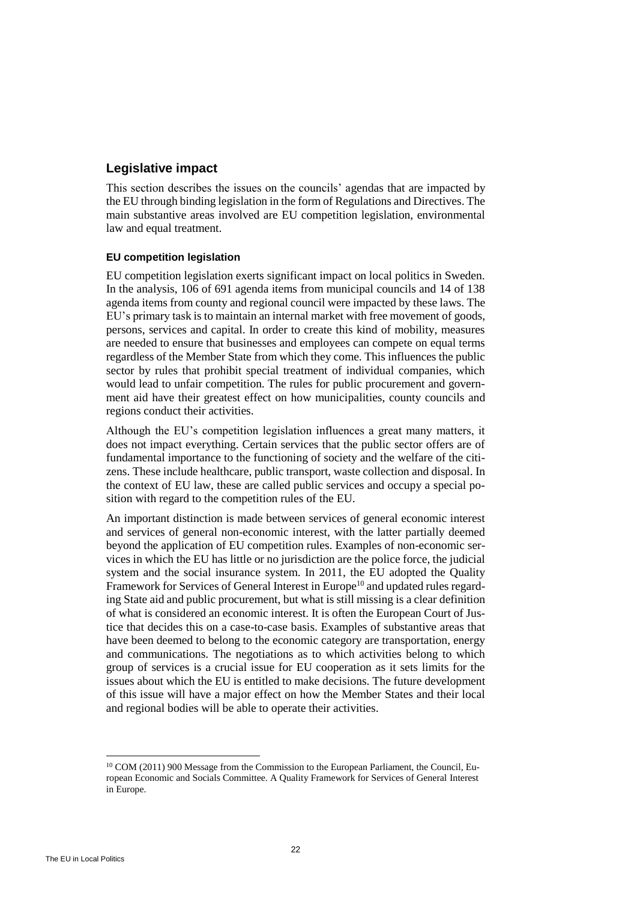## Legislative impact

This section describes the issues on the councils' agendas that are impacted by the EU through binding legislation in the form of Regulations and Directives. The main substantive areas involved are EU competition legislation, environmental law and equal treatment.

### EU competition legislation

EU competition legislation exerts significant impact on local politics in Sweden. In the analysis, 106 of 691 agenda items from municipal councils and 14 of 138 agenda items from county and regional council were impacted by these laws. The EU's primary task is to maintain an internal market with free movement of goods, persons, services and capital. In order to create this kind of mobility, measures are needed to ensure that businesses and employees can compete on equal terms regardless of the Member State from which they come. This influences the public sector by rules that prohibit special treatment of individual companies, which would lead to unfair competition. The rules for public procurement and government aid have their greatest effect on how municipalities, county councils and regions conduct their activities.

Although the EU's competition legislation influences a great many matters, it does not impact everything. Certain services that the public sector offers are of fundamental importance to the functioning of society and the welfare of the citizens. These include healthcare, public transport, waste collection and disposal. In the context of EU law, these are called public services and occupy a special position with regard to the competition rules of the EU.

An important distinction is made between services of general economic interest and services of general non-economic interest, with the latter partially deemed beyond the application of EU competition rules. Examples of non-economic services in which the EU has little or no jurisdiction are the police force, the judicial system and the social insurance system. In 2011, the EU adopted the Quality Framework for Services of General Interest in Europe[10] and updated rules regarding State aid and public procurement, but what is still missing is a clear definition of what is considered an economic interest. It is often the European Court of Justice that decides this on a case-to-case basis. Examples of substantive areas that have been deemed to belong to the economic category are transportation, energy and communications. The negotiations as to which activities belong to which group of services is a crucial issue for EU cooperation as it sets limits for the issues about which the EU is entitled to make decisions. The future development of this issue will have a major effect on how the Member States and their local and regional bodies will be able to operate their activities.

---

[10] COM (2011) 900 Message from the Commission to the European Parliament, the Council, European Economic and Socials Committee. A Quality Framework for Services of General Interest in Europe.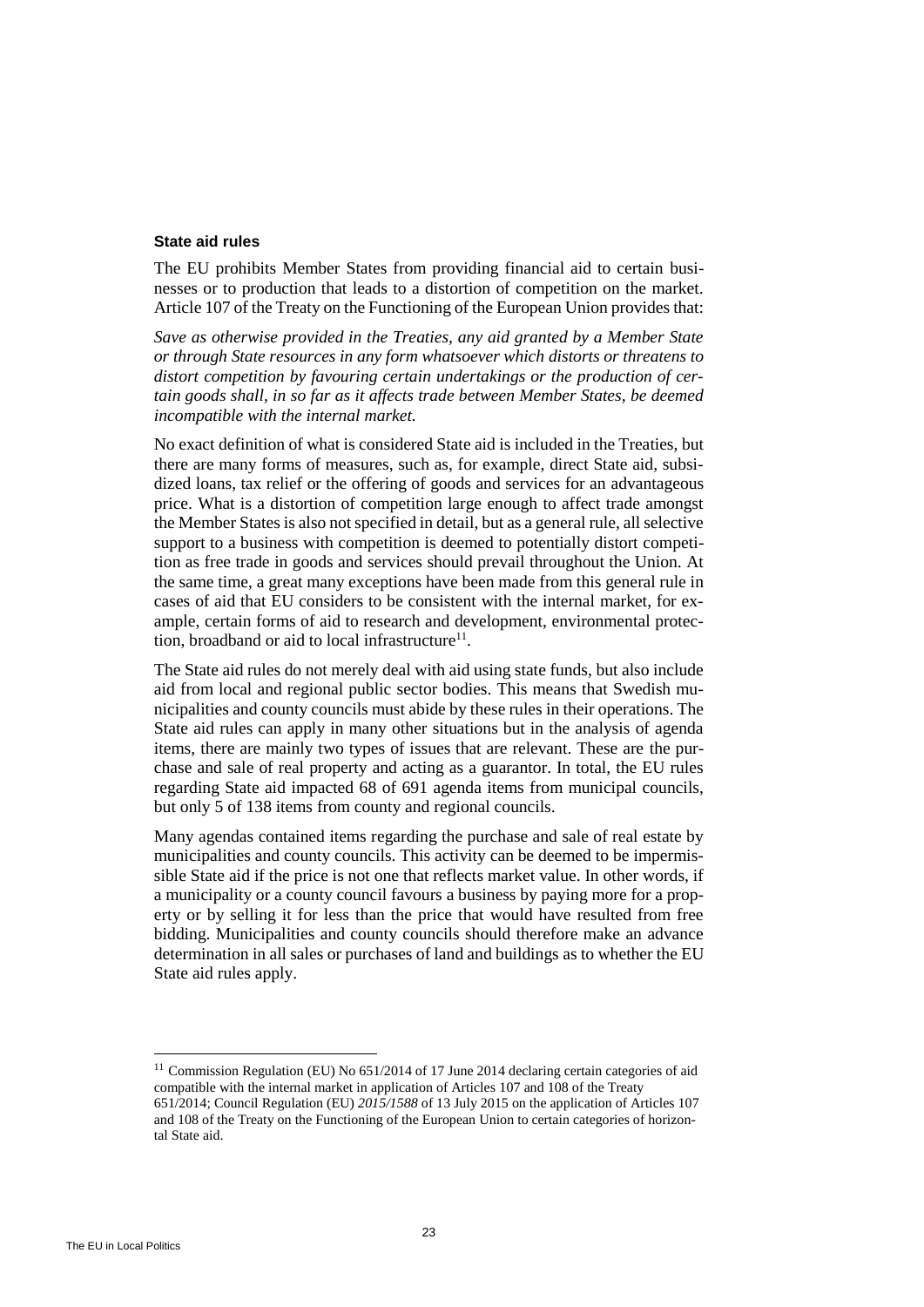### State aid rules

The EU prohibits Member States from providing financial aid to certain businesses or to production that leads to a distortion of competition on the market. Article 107 of the Treaty on the Functioning of the European Union provides that:

*Save as otherwise provided in the Treaties, any aid granted by a Member State or through State resources in any form whatsoever which distorts or threatens to distort competition by favouring certain undertakings or the production of certain goods shall, in so far as it affects trade between Member States, be deemed incompatible with the internal market.*

No exact definition of what is considered State aid is included in the Treaties, but there are many forms of measures, such as, for example, direct State aid, subsidized loans, tax relief or the offering of goods and services for an advantageous price. What is a distortion of competition large enough to affect trade amongst the Member States is also not specified in detail, but as a general rule, all selective support to a business with competition is deemed to potentially distort competition as free trade in goods and services should prevail throughout the Union. At the same time, a great many exceptions have been made from this general rule in cases of aid that EU considers to be consistent with the internal market, for example, certain forms of aid to research and development, environmental protection, broadband or aid to local infrastructure[11].

The State aid rules do not merely deal with aid using state funds, but also include aid from local and regional public sector bodies. This means that Swedish municipalities and county councils must abide by these rules in their operations. The State aid rules can apply in many other situations but in the analysis of agenda items, there are mainly two types of issues that are relevant. These are the purchase and sale of real property and acting as a guarantor. In total, the EU rules regarding State aid impacted 68 of 691 agenda items from municipal councils, but only 5 of 138 items from county and regional councils.

Many agendas contained items regarding the purchase and sale of real estate by municipalities and county councils. This activity can be deemed to be impermissible State aid if the price is not one that reflects market value. In other words, if a municipality or a county council favours a business by paying more for a property or by selling it for less than the price that would have resulted from free bidding. Municipalities and county councils should therefore make an advance determination in all sales or purchases of land and buildings as to whether the EU State aid rules apply.

---

[11] Commission Regulation (EU) No 651/2014 of 17 June 2014 declaring certain categories of aid compatible with the internal market in application of Articles 107 and 108 of the Treaty 651/2014; Council Regulation (EU) *2015/1588* of 13 July 2015 on the application of Articles 107 and 108 of the Treaty on the Functioning of the European Union to certain categories of horizontal State aid.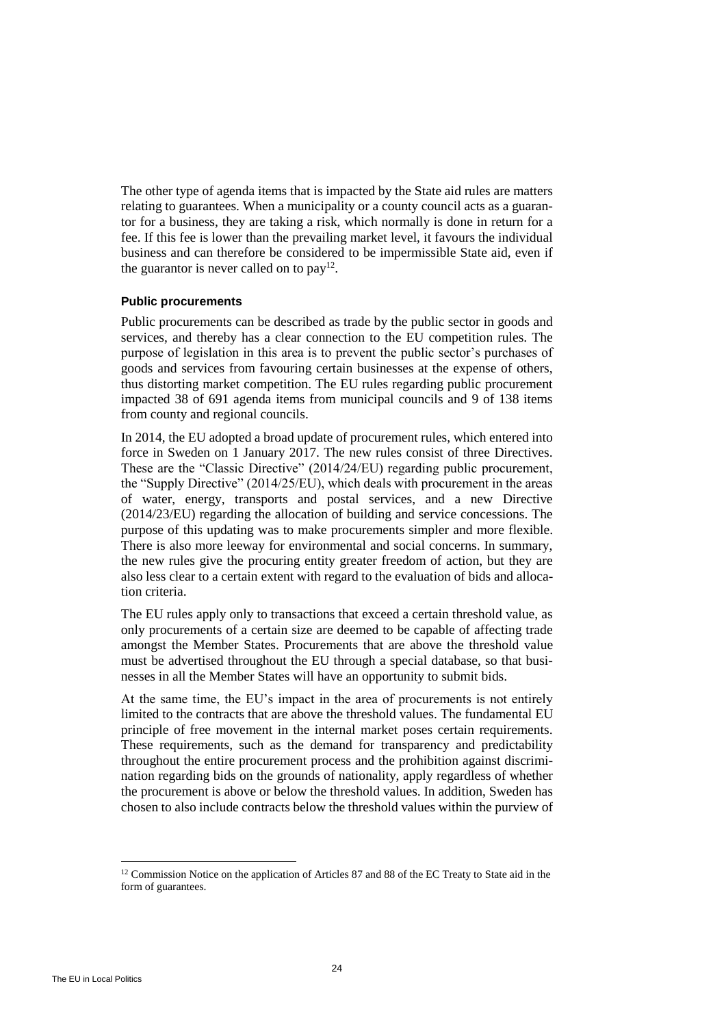The other type of agenda items that is impacted by the State aid rules are matters relating to guarantees. When a municipality or a county council acts as a guarantor for a business, they are taking a risk, which normally is done in return for a fee. If this fee is lower than the prevailing market level, it favours the individual business and can therefore be considered to be impermissible State aid, even if the guarantor is never called on to pay[12].

#### Public procurements

Public procurements can be described as trade by the public sector in goods and services, and thereby has a clear connection to the EU competition rules. The purpose of legislation in this area is to prevent the public sector's purchases of goods and services from favouring certain businesses at the expense of others, thus distorting market competition. The EU rules regarding public procurement impacted 38 of 691 agenda items from municipal councils and 9 of 138 items from county and regional councils.

In 2014, the EU adopted a broad update of procurement rules, which entered into force in Sweden on 1 January 2017. The new rules consist of three Directives. These are the "Classic Directive" (2014/24/EU) regarding public procurement, the "Supply Directive" (2014/25/EU), which deals with procurement in the areas of water, energy, transports and postal services, and a new Directive (2014/23/EU) regarding the allocation of building and service concessions. The purpose of this updating was to make procurements simpler and more flexible. There is also more leeway for environmental and social concerns. In summary, the new rules give the procuring entity greater freedom of action, but they are also less clear to a certain extent with regard to the evaluation of bids and allocation criteria.

The EU rules apply only to transactions that exceed a certain threshold value, as only procurements of a certain size are deemed to be capable of affecting trade amongst the Member States. Procurements that are above the threshold value must be advertised throughout the EU through a special database, so that businesses in all the Member States will have an opportunity to submit bids.

At the same time, the EU's impact in the area of procurements is not entirely limited to the contracts that are above the threshold values. The fundamental EU principle of free movement in the internal market poses certain requirements. These requirements, such as the demand for transparency and predictability throughout the entire procurement process and the prohibition against discrimination regarding bids on the grounds of nationality, apply regardless of whether the procurement is above or below the threshold values. In addition, Sweden has chosen to also include contracts below the threshold values within the purview of

[12] Commission Notice on the application of Articles 87 and 88 of the EC Treaty to State aid in the form of guarantees.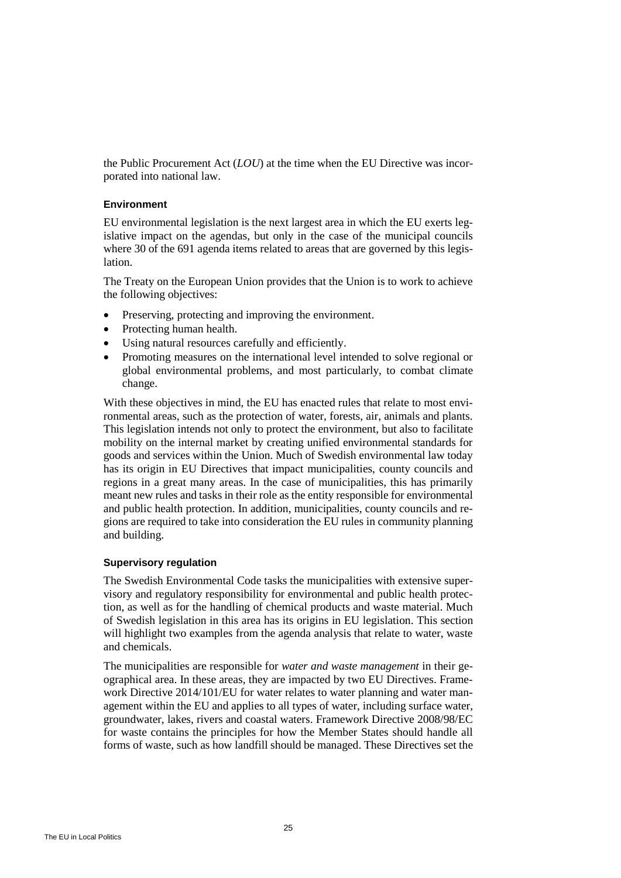the Public Procurement Act (*LOU*) at the time when the EU Directive was incorporated into national law.

### Environment

EU environmental legislation is the next largest area in which the EU exerts legislative impact on the agendas, but only in the case of the municipal councils where 30 of the 691 agenda items related to areas that are governed by this legislation.

The Treaty on the European Union provides that the Union is to work to achieve the following objectives:

- Preserving, protecting and improving the environment.
- Protecting human health.
- Using natural resources carefully and efficiently.
- Promoting measures on the international level intended to solve regional or global environmental problems, and most particularly, to combat climate change.

With these objectives in mind, the EU has enacted rules that relate to most environmental areas, such as the protection of water, forests, air, animals and plants. This legislation intends not only to protect the environment, but also to facilitate mobility on the internal market by creating unified environmental standards for goods and services within the Union. Much of Swedish environmental law today has its origin in EU Directives that impact municipalities, county councils and regions in a great many areas. In the case of municipalities, this has primarily meant new rules and tasks in their role as the entity responsible for environmental and public health protection. In addition, municipalities, county councils and regions are required to take into consideration the EU rules in community planning and building.

### Supervisory regulation

The Swedish Environmental Code tasks the municipalities with extensive supervisory and regulatory responsibility for environmental and public health protection, as well as for the handling of chemical products and waste material. Much of Swedish legislation in this area has its origins in EU legislation. This section will highlight two examples from the agenda analysis that relate to water, waste and chemicals.

The municipalities are responsible for *water and waste management* in their geographical area. In these areas, they are impacted by two EU Directives. Framework Directive 2014/101/EU for water relates to water planning and water management within the EU and applies to all types of water, including surface water, groundwater, lakes, rivers and coastal waters. Framework Directive 2008/98/EC for waste contains the principles for how the Member States should handle all forms of waste, such as how landfill should be managed. These Directives set the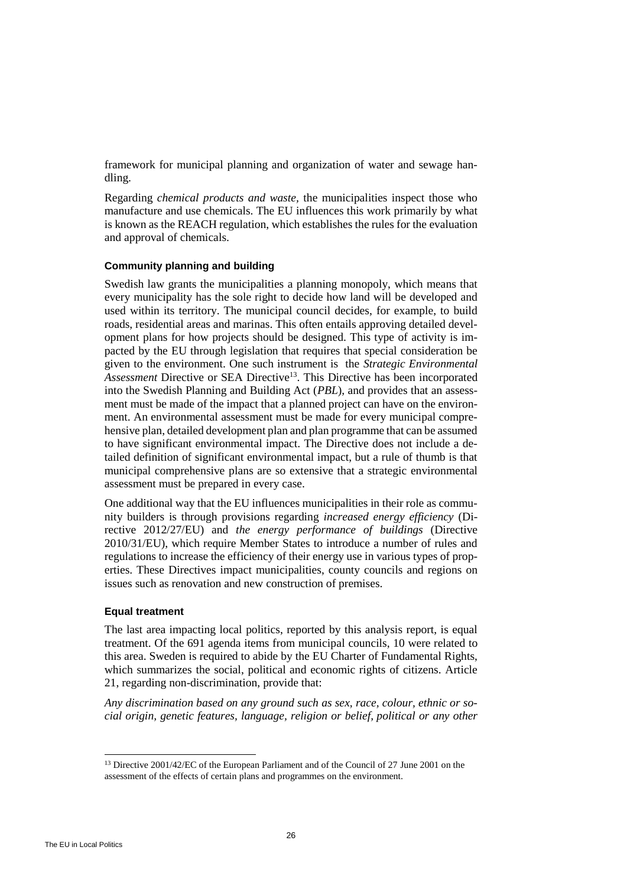framework for municipal planning and organization of water and sewage handling.

Regarding *chemical products and waste,* the municipalities inspect those who manufacture and use chemicals. The EU influences this work primarily by what is known as the REACH regulation, which establishes the rules for the evaluation and approval of chemicals.

#### Community planning and building

Swedish law grants the municipalities a planning monopoly, which means that every municipality has the sole right to decide how land will be developed and used within its territory. The municipal council decides, for example, to build roads, residential areas and marinas. This often entails approving detailed development plans for how projects should be designed. This type of activity is impacted by the EU through legislation that requires that special consideration be given to the environment. One such instrument is the *Strategic Environmental Assessment* Directive or SEA Directive[13]. This Directive has been incorporated into the Swedish Planning and Building Act (*PBL*), and provides that an assessment must be made of the impact that a planned project can have on the environment. An environmental assessment must be made for every municipal comprehensive plan, detailed development plan and plan programme that can be assumed to have significant environmental impact. The Directive does not include a detailed definition of significant environmental impact, but a rule of thumb is that municipal comprehensive plans are so extensive that a strategic environmental assessment must be prepared in every case.

One additional way that the EU influences municipalities in their role as community builders is through provisions regarding *increased energy efficiency* (Directive 2012/27/EU) and *the energy performance of buildings* (Directive 2010/31/EU), which require Member States to introduce a number of rules and regulations to increase the efficiency of their energy use in various types of properties. These Directives impact municipalities, county councils and regions on issues such as renovation and new construction of premises.

#### Equal treatment

The last area impacting local politics, reported by this analysis report, is equal treatment. Of the 691 agenda items from municipal councils, 10 were related to this area. Sweden is required to abide by the EU Charter of Fundamental Rights, which summarizes the social, political and economic rights of citizens. Article 21, regarding non-discrimination, provide that:

*Any discrimination based on any ground such as sex, race, colour, ethnic or social origin, genetic features, language, religion or belief, political or any other*

---

[13] Directive 2001/42/EC of the European Parliament and of the Council of 27 June 2001 on the assessment of the effects of certain plans and programmes on the environment.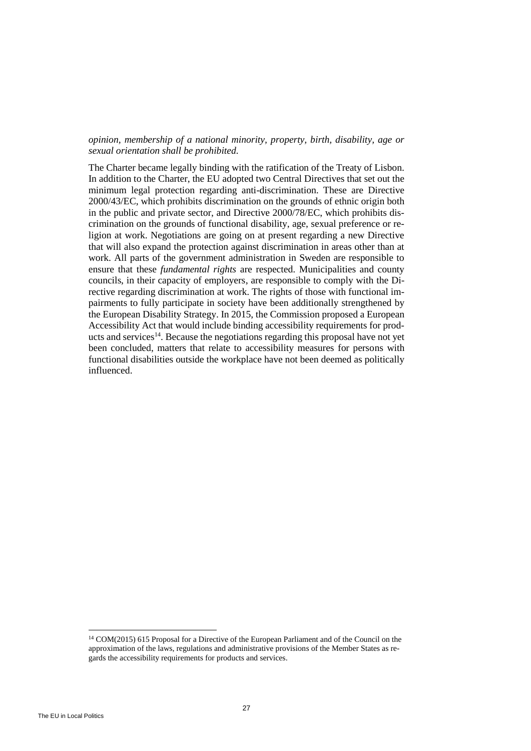*opinion, membership of a national minority, property, birth, disability, age or sexual orientation shall be prohibited.*

The Charter became legally binding with the ratification of the Treaty of Lisbon. In addition to the Charter, the EU adopted two Central Directives that set out the minimum legal protection regarding anti-discrimination. These are Directive 2000/43/EC, which prohibits discrimination on the grounds of ethnic origin both in the public and private sector, and Directive 2000/78/EC, which prohibits discrimination on the grounds of functional disability, age, sexual preference or religion at work. Negotiations are going on at present regarding a new Directive that will also expand the protection against discrimination in areas other than at work. All parts of the government administration in Sweden are responsible to ensure that these *fundamental rights* are respected. Municipalities and county councils, in their capacity of employers, are responsible to comply with the Directive regarding discrimination at work. The rights of those with functional impairments to fully participate in society have been additionally strengthened by the European Disability Strategy. In 2015, the Commission proposed a European Accessibility Act that would include binding accessibility requirements for products and services[14]. Because the negotiations regarding this proposal have not yet been concluded, matters that relate to accessibility measures for persons with functional disabilities outside the workplace have not been deemed as politically influenced.

[14] COM(2015) 615 Proposal for a Directive of the European Parliament and of the Council on the approximation of the laws, regulations and administrative provisions of the Member States as regards the accessibility requirements for products and services.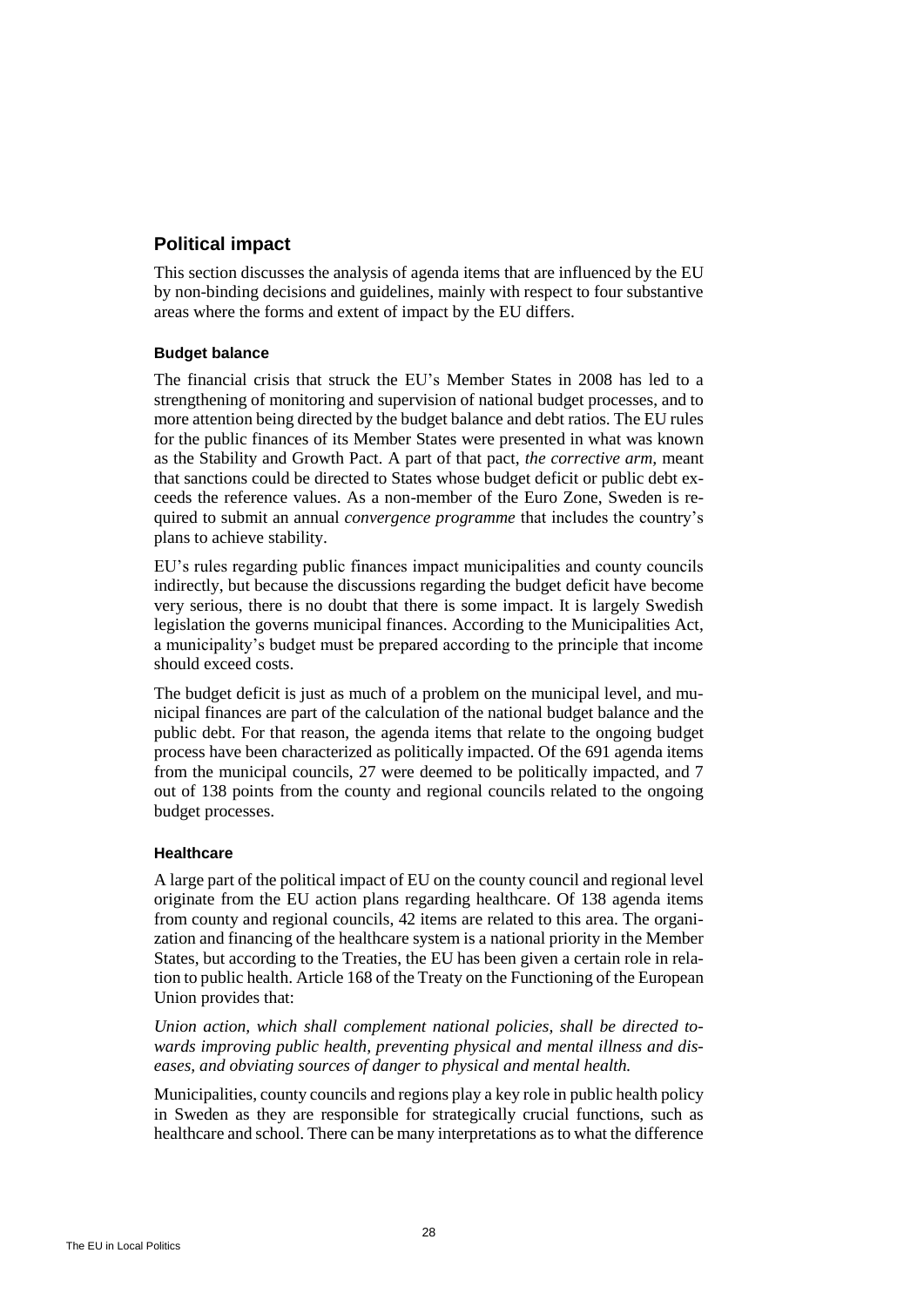## Political impact

This section discusses the analysis of agenda items that are influenced by the EU by non-binding decisions and guidelines, mainly with respect to four substantive areas where the forms and extent of impact by the EU differs.

### Budget balance

The financial crisis that struck the EU's Member States in 2008 has led to a strengthening of monitoring and supervision of national budget processes, and to more attention being directed by the budget balance and debt ratios. The EU rules for the public finances of its Member States were presented in what was known as the Stability and Growth Pact. A part of that pact, *the corrective arm,* meant that sanctions could be directed to States whose budget deficit or public debt exceeds the reference values. As a non-member of the Euro Zone, Sweden is required to submit an annual *convergence programme* that includes the country's plans to achieve stability.

EU's rules regarding public finances impact municipalities and county councils indirectly, but because the discussions regarding the budget deficit have become very serious, there is no doubt that there is some impact. It is largely Swedish legislation the governs municipal finances. According to the Municipalities Act, a municipality's budget must be prepared according to the principle that income should exceed costs.

The budget deficit is just as much of a problem on the municipal level, and municipal finances are part of the calculation of the national budget balance and the public debt. For that reason, the agenda items that relate to the ongoing budget process have been characterized as politically impacted. Of the 691 agenda items from the municipal councils, 27 were deemed to be politically impacted, and 7 out of 138 points from the county and regional councils related to the ongoing budget processes.

### Healthcare

A large part of the political impact of EU on the county council and regional level originate from the EU action plans regarding healthcare. Of 138 agenda items from county and regional councils, 42 items are related to this area. The organization and financing of the healthcare system is a national priority in the Member States, but according to the Treaties, the EU has been given a certain role in relation to public health. Article 168 of the Treaty on the Functioning of the European Union provides that:

*Union action, which shall complement national policies, shall be directed towards improving public health, preventing physical and mental illness and diseases, and obviating sources of danger to physical and mental health.*

Municipalities, county councils and regions play a key role in public health policy in Sweden as they are responsible for strategically crucial functions, such as healthcare and school. There can be many interpretations as to what the difference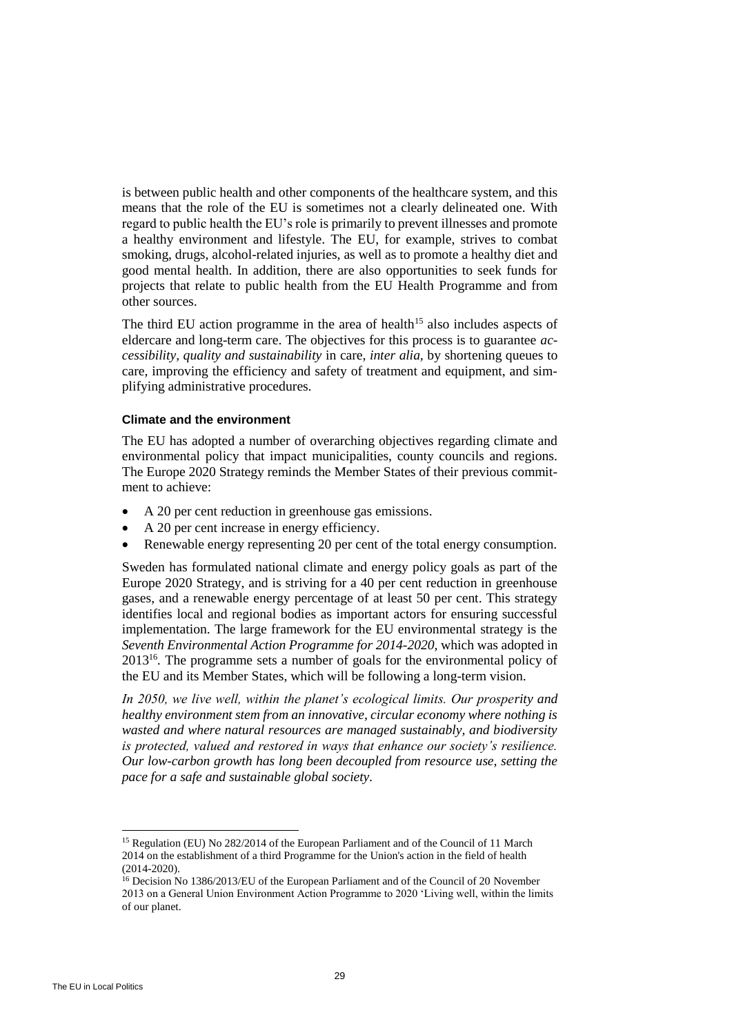is between public health and other components of the healthcare system, and this means that the role of the EU is sometimes not a clearly delineated one. With regard to public health the EU's role is primarily to prevent illnesses and promote a healthy environment and lifestyle. The EU, for example, strives to combat smoking, drugs, alcohol-related injuries, as well as to promote a healthy diet and good mental health. In addition, there are also opportunities to seek funds for projects that relate to public health from the EU Health Programme and from other sources.

The third EU action programme in the area of health[15] also includes aspects of eldercare and long-term care. The objectives for this process is to guarantee *accessibility, quality and sustainability* in care, *inter alia*, by shortening queues to care, improving the efficiency and safety of treatment and equipment, and simplifying administrative procedures.

#### Climate and the environment

The EU has adopted a number of overarching objectives regarding climate and environmental policy that impact municipalities, county councils and regions. The Europe 2020 Strategy reminds the Member States of their previous commitment to achieve:

- A 20 per cent reduction in greenhouse gas emissions.
- A 20 per cent increase in energy efficiency.
- Renewable energy representing 20 per cent of the total energy consumption.

Sweden has formulated national climate and energy policy goals as part of the Europe 2020 Strategy, and is striving for a 40 per cent reduction in greenhouse gases, and a renewable energy percentage of at least 50 per cent. This strategy identifies local and regional bodies as important actors for ensuring successful implementation. The large framework for the EU environmental strategy is the *Seventh Environmental Action Programme for 2014-2020,* which was adopted in 2013[16]. The programme sets a number of goals for the environmental policy of the EU and its Member States, which will be following a long-term vision.

*In 2050, we live well, within the planet's ecological limits. Our prosperity and healthy environment stem from an innovative, circular economy where nothing is wasted and where natural resources are managed sustainably, and biodiversity is protected, valued and restored in ways that enhance our society's resilience. Our low-carbon growth has long been decoupled from resource use, setting the pace for a safe and sustainable global society.*

---

[15] Regulation (EU) No 282/2014 of the European Parliament and of the Council of 11 March 2014 on the establishment of a third Programme for the Union's action in the field of health (2014-2020).

[16] Decision No 1386/2013/EU of the European Parliament and of the Council of 20 November 2013 on a General Union Environment Action Programme to 2020 'Living well, within the limits of our planet.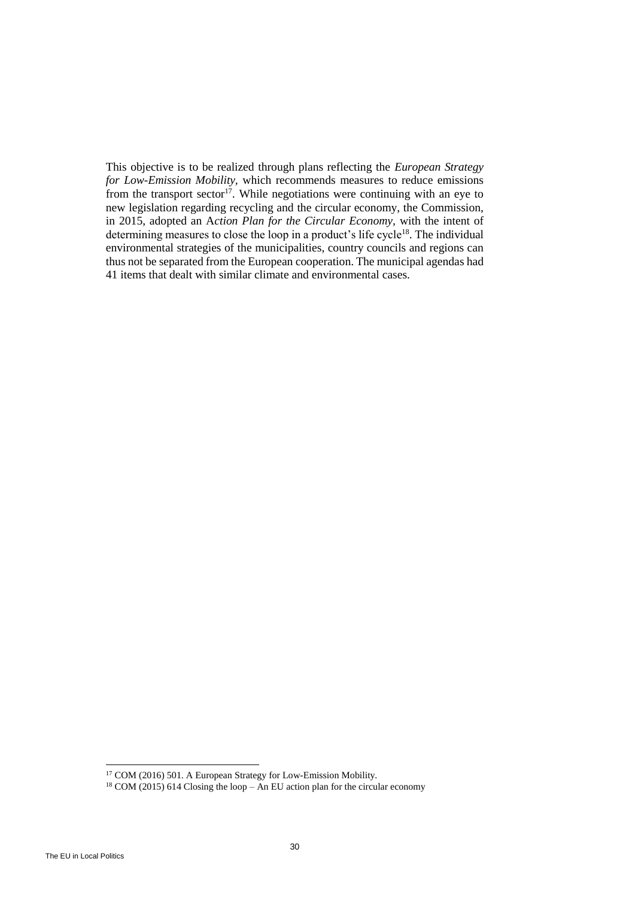This objective is to be realized through plans reflecting the *European Strategy for Low-Emission Mobility*, which recommends measures to reduce emissions from the transport sector[17]. While negotiations were continuing with an eye to new legislation regarding recycling and the circular economy, the Commission, in 2015, adopted an A*ction Plan for the Circular Economy*, with the intent of determining measures to close the loop in a product's life cycle[18]. The individual environmental strategies of the municipalities, country councils and regions can thus not be separated from the European cooperation. The municipal agendas had 41 items that dealt with similar climate and environmental cases.

[17] COM (2016) 501. A European Strategy for Low-Emission Mobility.

[18] COM (2015) 614 Closing the loop – An EU action plan for the circular economy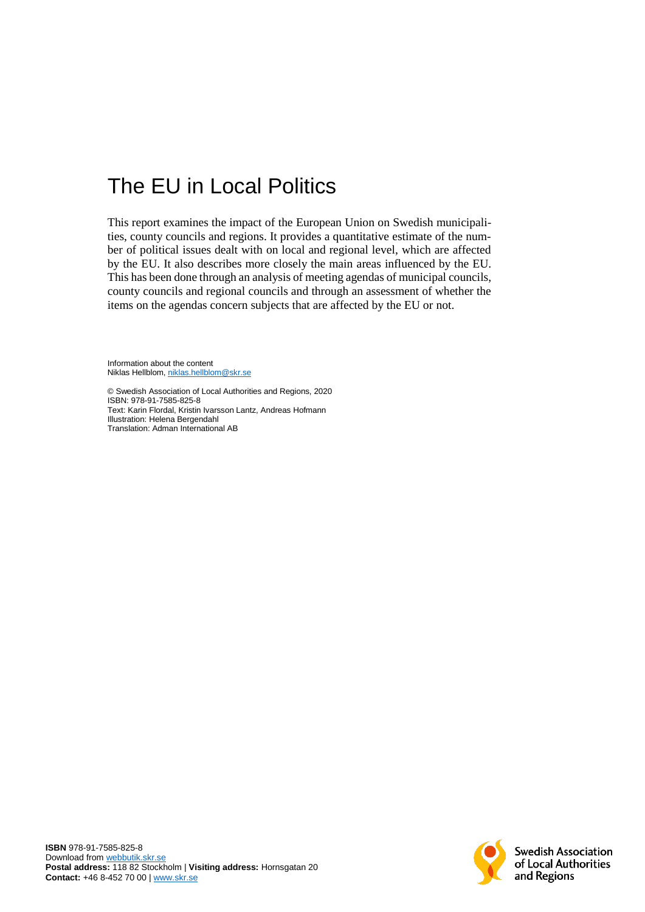# The EU in Local Politics

This report examines the impact of the European Union on Swedish municipalities, county councils and regions. It provides a quantitative estimate of the number of political issues dealt with on local and regional level, which are affected by the EU. It also describes more closely the main areas influenced by the EU. This has been done through an analysis of meeting agendas of municipal councils, county councils and regional councils and through an assessment of whether the items on the agendas concern subjects that are affected by the EU or not.

Information about the content
Niklas Hellblom, niklas.hellblom@skr.se

© Swedish Association of Local Authorities and Regions, 2020
ISBN: 978-91-7585-825-8
Text: Karin Flordal, Kristin Ivarsson Lantz, Andreas Hofmann
Illustration: Helena Bergendahl
Translation: Adman International AB

**ISBN** 978-91-7585-825-8
Download from webbutik.skr.se
**Postal address:** 118 82 Stockholm | **Visiting address:** Hornsgatan 20
**Contact:** +46 8-452 70 00 | www.skr.se

Swedish Association of Local Authorities and Regions